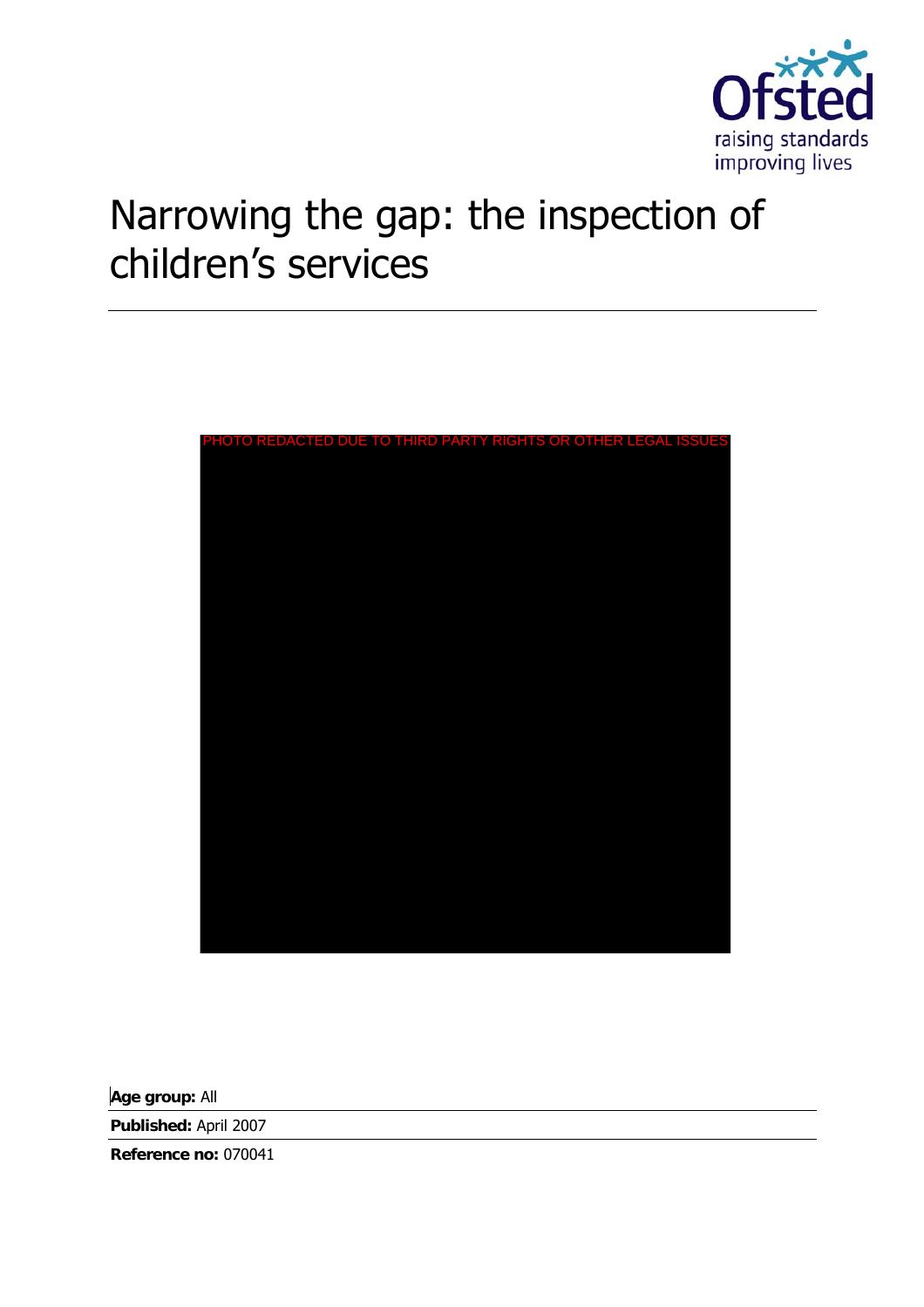Ofsted

raising standards
improving lives

# Narrowing the gap: the inspection of children's services

PHOTO REDACTED DUE TO THIRD PARTY RIGHTS OR OTHER LEGAL ISSUES

**Age group:** All

**Published:** April 2007

**Reference no:** 070041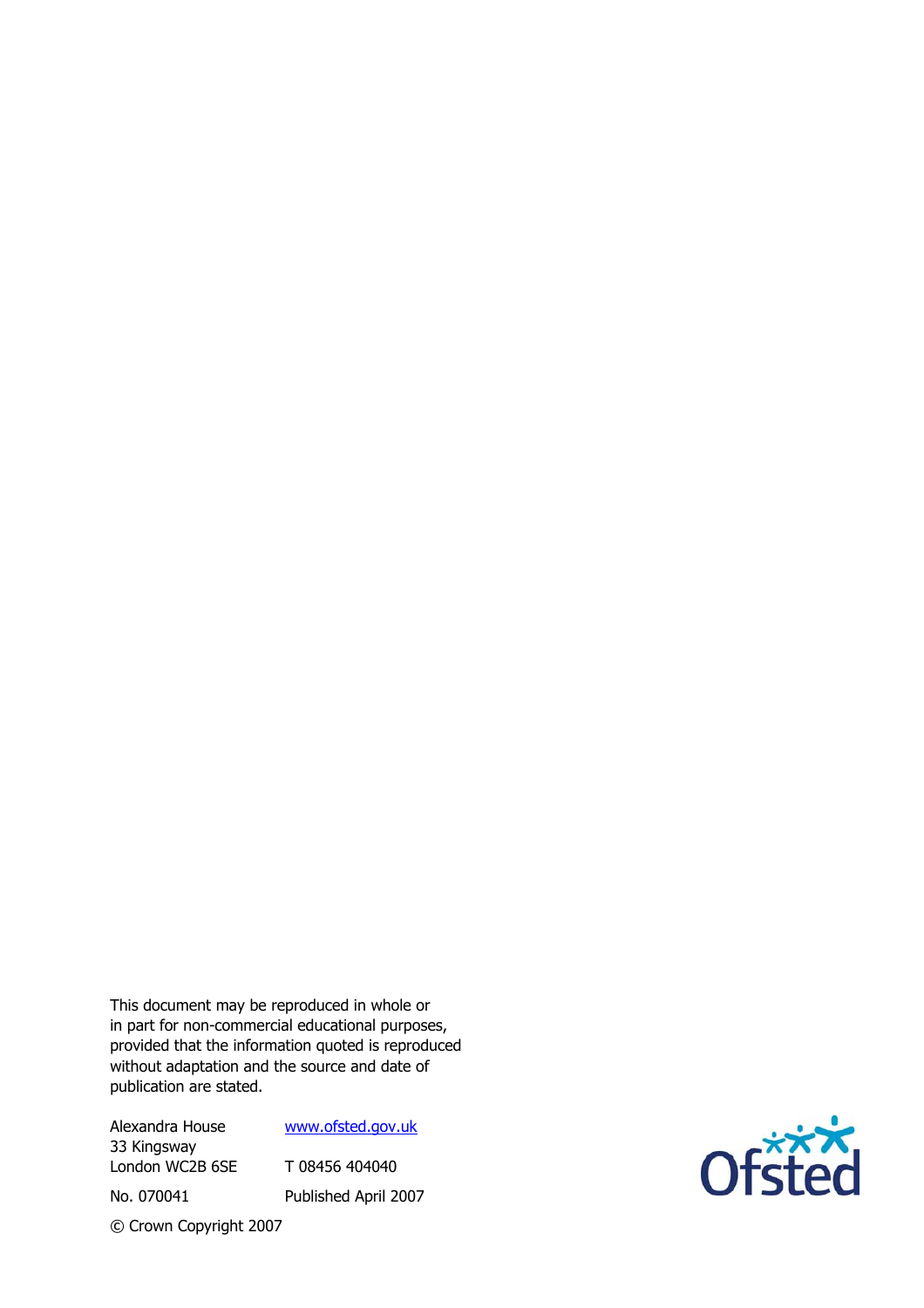This document may be reproduced in whole or in part for non-commercial educational purposes, provided that the information quoted is reproduced without adaptation and the source and date of publication are stated.

Alexandra House
33 Kingsway
London WC2B 6SE

www.ofsted.gov.uk

T 08456 404040

No. 070041

Published April 2007

© Crown Copyright 2007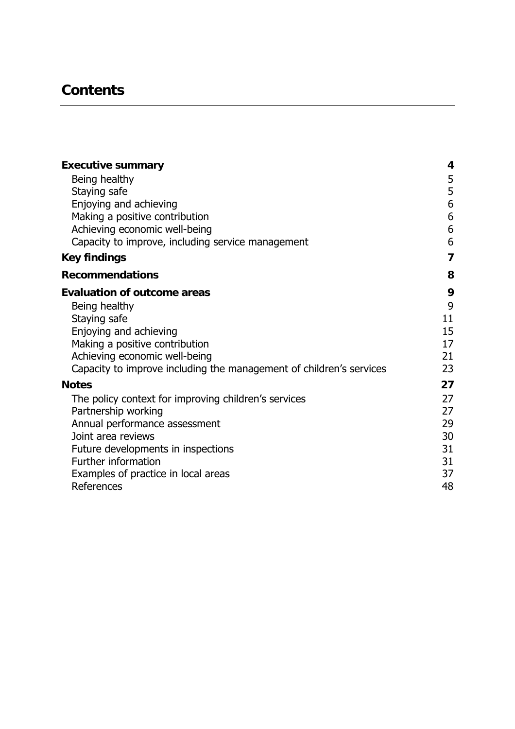# Contents

| | |
|---|---|
| **Executive summary** | **4** |
| Being healthy | 5 |
| Staying safe | 5 |
| Enjoying and achieving | 6 |
| Making a positive contribution | 6 |
| Achieving economic well-being | 6 |
| Capacity to improve, including service management | 6 |
| **Key findings** | **7** |
| **Recommendations** | **8** |
| **Evaluation of outcome areas** | **9** |
| Being healthy | 9 |
| Staying safe | 11 |
| Enjoying and achieving | 15 |
| Making a positive contribution | 17 |
| Achieving economic well-being | 21 |
| Capacity to improve including the management of children's services | 23 |
| **Notes** | **27** |
| The policy context for improving children's services | 27 |
| Partnership working | 27 |
| Annual performance assessment | 29 |
| Joint area reviews | 30 |
| Future developments in inspections | 31 |
| Further information | 31 |
| Examples of practice in local areas | 37 |
| References | 48 |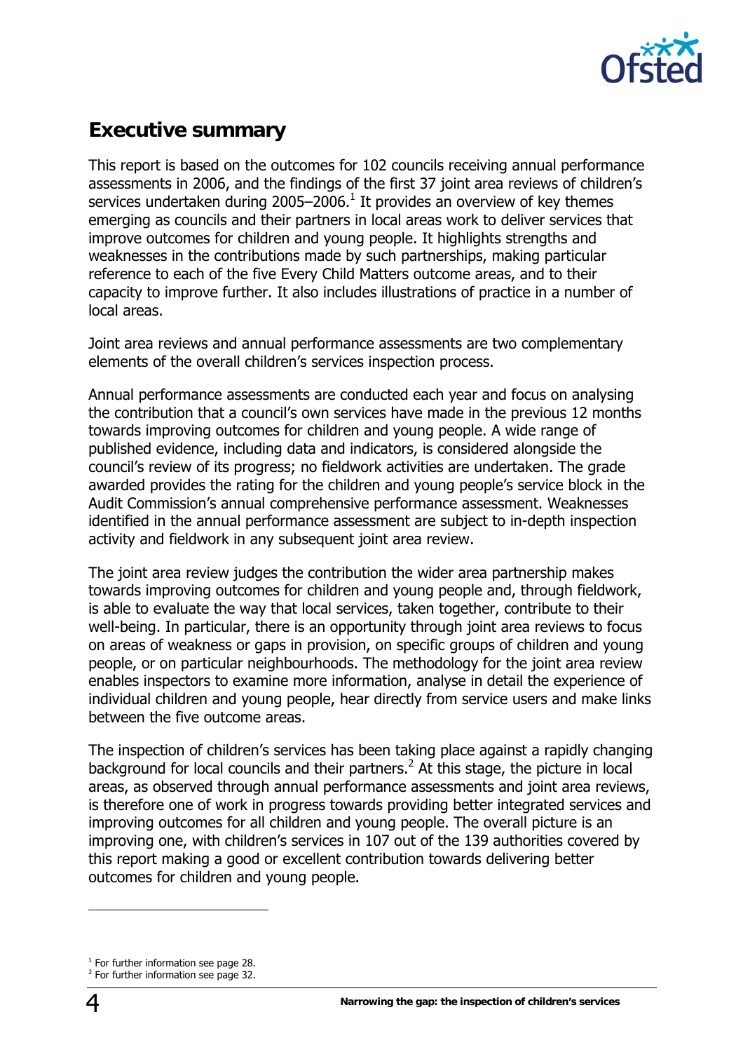## Executive summary

This report is based on the outcomes for 102 councils receiving annual performance assessments in 2006, and the findings of the first 37 joint area reviews of children's services undertaken during 2005–2006.[1] It provides an overview of key themes emerging as councils and their partners in local areas work to deliver services that improve outcomes for children and young people. It highlights strengths and weaknesses in the contributions made by such partnerships, making particular reference to each of the five Every Child Matters outcome areas, and to their capacity to improve further. It also includes illustrations of practice in a number of local areas.

Joint area reviews and annual performance assessments are two complementary elements of the overall children's services inspection process.

Annual performance assessments are conducted each year and focus on analysing the contribution that a council's own services have made in the previous 12 months towards improving outcomes for children and young people. A wide range of published evidence, including data and indicators, is considered alongside the council's review of its progress; no fieldwork activities are undertaken. The grade awarded provides the rating for the children and young people's service block in the Audit Commission's annual comprehensive performance assessment. Weaknesses identified in the annual performance assessment are subject to in-depth inspection activity and fieldwork in any subsequent joint area review.

The joint area review judges the contribution the wider area partnership makes towards improving outcomes for children and young people and, through fieldwork, is able to evaluate the way that local services, taken together, contribute to their well-being. In particular, there is an opportunity through joint area reviews to focus on areas of weakness or gaps in provision, on specific groups of children and young people, or on particular neighbourhoods. The methodology for the joint area review enables inspectors to examine more information, analyse in detail the experience of individual children and young people, hear directly from service users and make links between the five outcome areas.

The inspection of children's services has been taking place against a rapidly changing background for local councils and their partners.[2] At this stage, the picture in local areas, as observed through annual performance assessments and joint area reviews, is therefore one of work in progress towards providing better integrated services and improving outcomes for all children and young people. The overall picture is an improving one, with children's services in 107 out of the 139 authorities covered by this report making a good or excellent contribution towards delivering better outcomes for children and young people.

---

[1] For further information see page 28.
[2] For further information see page 32.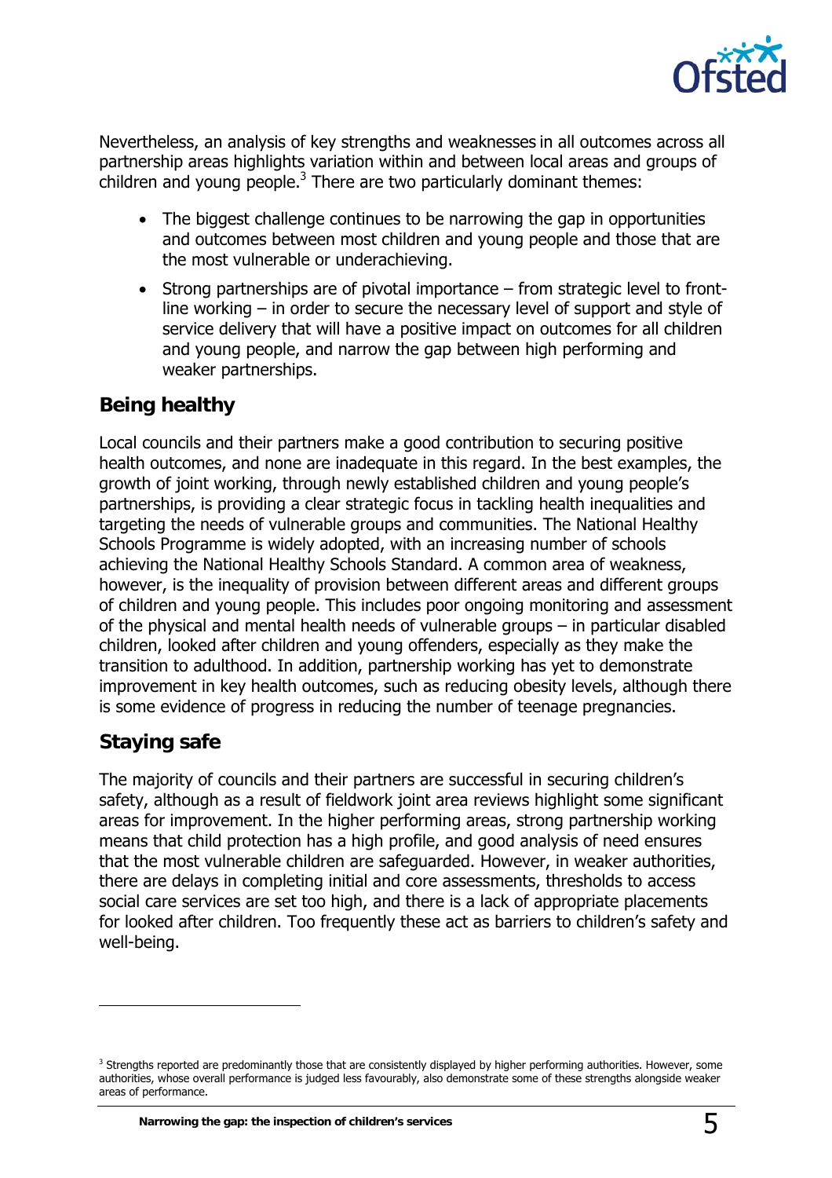Nevertheless, an analysis of key strengths and weaknesses in all outcomes across all partnership areas highlights variation within and between local areas and groups of children and young people.[3] There are two particularly dominant themes:

- The biggest challenge continues to be narrowing the gap in opportunities and outcomes between most children and young people and those that are the most vulnerable or underachieving.
- Strong partnerships are of pivotal importance – from strategic level to front-line working – in order to secure the necessary level of support and style of service delivery that will have a positive impact on outcomes for all children and young people, and narrow the gap between high performing and weaker partnerships.

## Being healthy

Local councils and their partners make a good contribution to securing positive health outcomes, and none are inadequate in this regard. In the best examples, the growth of joint working, through newly established children and young people's partnerships, is providing a clear strategic focus in tackling health inequalities and targeting the needs of vulnerable groups and communities. The National Healthy Schools Programme is widely adopted, with an increasing number of schools achieving the National Healthy Schools Standard. A common area of weakness, however, is the inequality of provision between different areas and different groups of children and young people. This includes poor ongoing monitoring and assessment of the physical and mental health needs of vulnerable groups – in particular disabled children, looked after children and young offenders, especially as they make the transition to adulthood. In addition, partnership working has yet to demonstrate improvement in key health outcomes, such as reducing obesity levels, although there is some evidence of progress in reducing the number of teenage pregnancies.

## Staying safe

The majority of councils and their partners are successful in securing children's safety, although as a result of fieldwork joint area reviews highlight some significant areas for improvement. In the higher performing areas, strong partnership working means that child protection has a high profile, and good analysis of need ensures that the most vulnerable children are safeguarded. However, in weaker authorities, there are delays in completing initial and core assessments, thresholds to access social care services are set too high, and there is a lack of appropriate placements for looked after children. Too frequently these act as barriers to children's safety and well-being.

---

[3] Strengths reported are predominantly those that are consistently displayed by higher performing authorities. However, some authorities, whose overall performance is judged less favourably, also demonstrate some of these strengths alongside weaker areas of performance.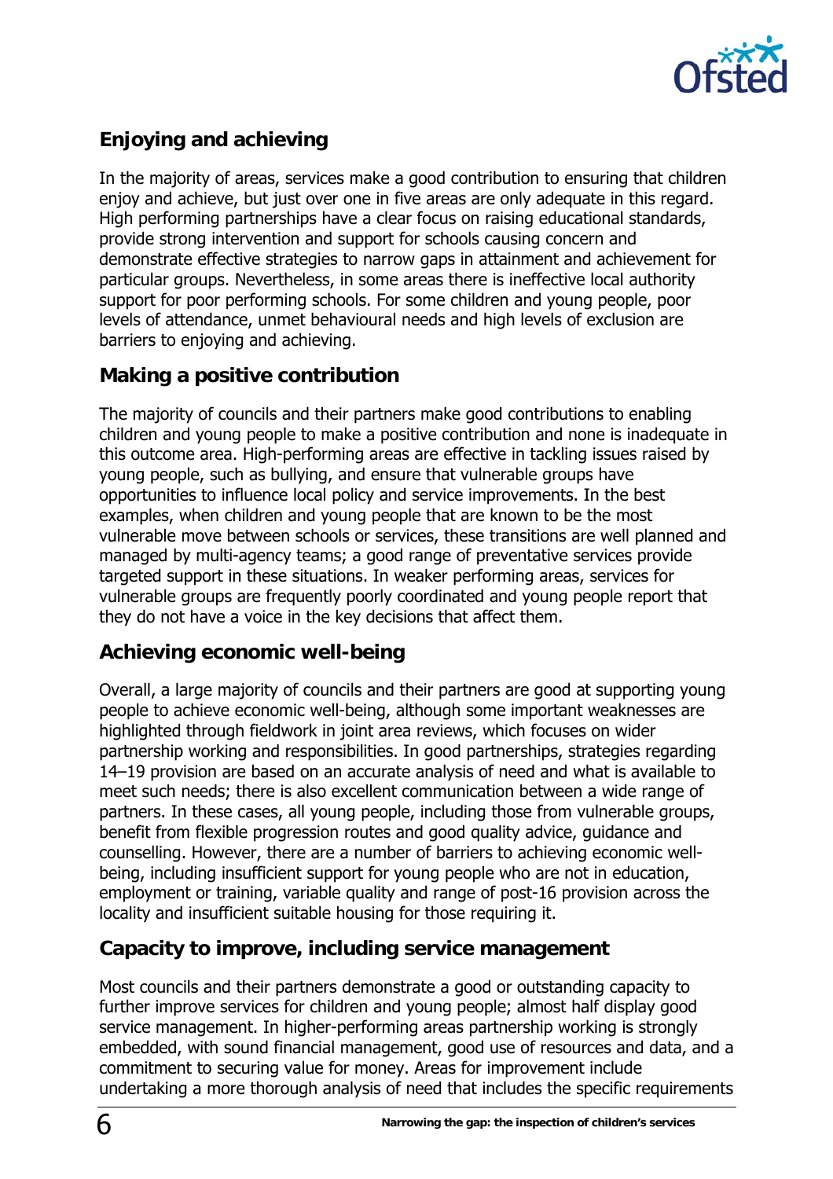## Enjoying and achieving

In the majority of areas, services make a good contribution to ensuring that children enjoy and achieve, but just over one in five areas are only adequate in this regard. High performing partnerships have a clear focus on raising educational standards, provide strong intervention and support for schools causing concern and demonstrate effective strategies to narrow gaps in attainment and achievement for particular groups. Nevertheless, in some areas there is ineffective local authority support for poor performing schools. For some children and young people, poor levels of attendance, unmet behavioural needs and high levels of exclusion are barriers to enjoying and achieving.

## Making a positive contribution

The majority of councils and their partners make good contributions to enabling children and young people to make a positive contribution and none is inadequate in this outcome area. High-performing areas are effective in tackling issues raised by young people, such as bullying, and ensure that vulnerable groups have opportunities to influence local policy and service improvements. In the best examples, when children and young people that are known to be the most vulnerable move between schools or services, these transitions are well planned and managed by multi-agency teams; a good range of preventative services provide targeted support in these situations. In weaker performing areas, services for vulnerable groups are frequently poorly coordinated and young people report that they do not have a voice in the key decisions that affect them.

## Achieving economic well-being

Overall, a large majority of councils and their partners are good at supporting young people to achieve economic well-being, although some important weaknesses are highlighted through fieldwork in joint area reviews, which focuses on wider partnership working and responsibilities. In good partnerships, strategies regarding 14–19 provision are based on an accurate analysis of need and what is available to meet such needs; there is also excellent communication between a wide range of partners. In these cases, all young people, including those from vulnerable groups, benefit from flexible progression routes and good quality advice, guidance and counselling. However, there are a number of barriers to achieving economic well-being, including insufficient support for young people who are not in education, employment or training, variable quality and range of post-16 provision across the locality and insufficient suitable housing for those requiring it.

## Capacity to improve, including service management

Most councils and their partners demonstrate a good or outstanding capacity to further improve services for children and young people; almost half display good service management. In higher-performing areas partnership working is strongly embedded, with sound financial management, good use of resources and data, and a commitment to securing value for money. Areas for improvement include undertaking a more thorough analysis of need that includes the specific requirements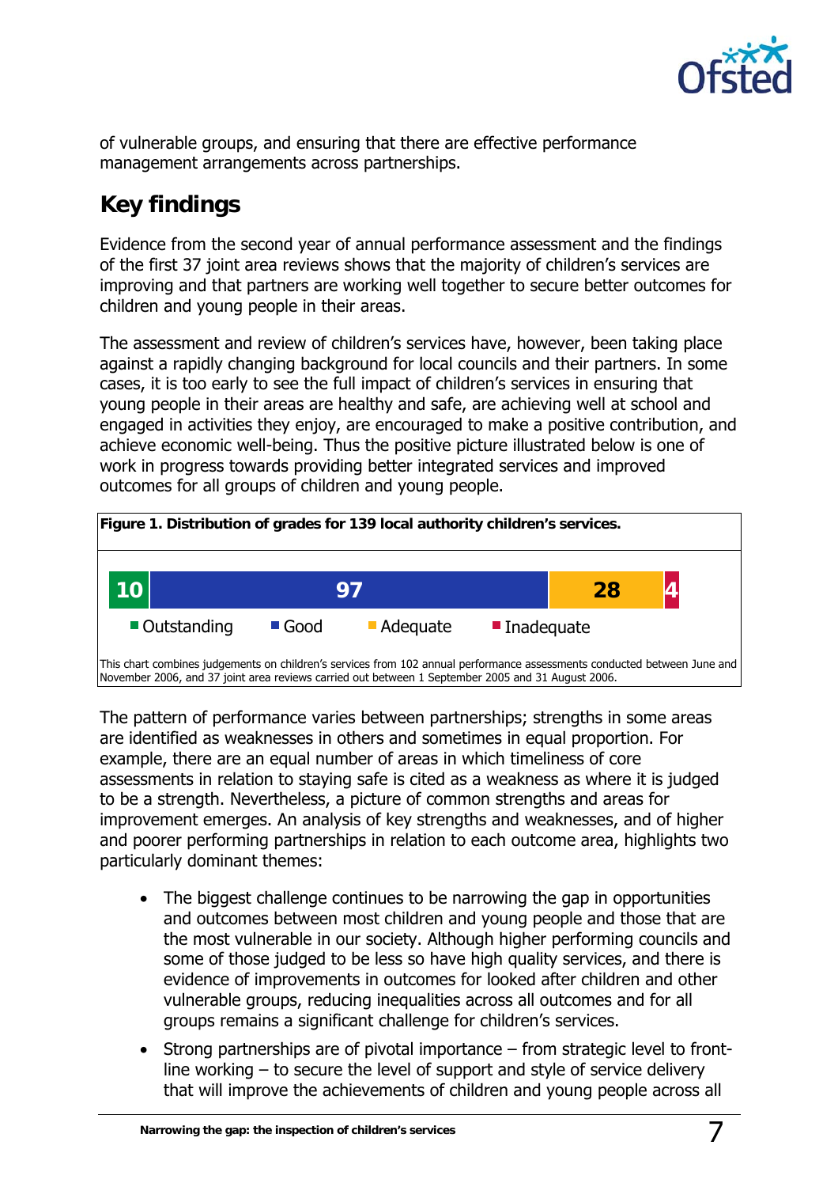of vulnerable groups, and ensuring that there are effective performance management arrangements across partnerships.

## Key findings

Evidence from the second year of annual performance assessment and the findings of the first 37 joint area reviews shows that the majority of children's services are improving and that partners are working well together to secure better outcomes for children and young people in their areas.

The assessment and review of children's services have, however, been taking place against a rapidly changing background for local councils and their partners. In some cases, it is too early to see the full impact of children's services in ensuring that young people in their areas are healthy and safe, are achieving well at school and engaged in activities they enjoy, are encouraged to make a positive contribution, and achieve economic well-being. Thus the positive picture illustrated below is one of work in progress towards providing better integrated services and improved outcomes for all groups of children and young people.

**Figure 1. Distribution of grades for 139 local authority children's services.**

10 97 28 4

Outstanding Good Adequate Inadequate

This chart combines judgements on children's services from 102 annual performance assessments conducted between June and November 2006, and 37 joint area reviews carried out between 1 September 2005 and 31 August 2006.

The pattern of performance varies between partnerships; strengths in some areas are identified as weaknesses in others and sometimes in equal proportion. For example, there are an equal number of areas in which timeliness of core assessments in relation to staying safe is cited as a weakness as where it is judged to be a strength. Nevertheless, a picture of common strengths and areas for improvement emerges. An analysis of key strengths and weaknesses, and of higher and poorer performing partnerships in relation to each outcome area, highlights two particularly dominant themes:

- The biggest challenge continues to be narrowing the gap in opportunities and outcomes between most children and young people and those that are the most vulnerable in our society. Although higher performing councils and some of those judged to be less so have high quality services, and there is evidence of improvements in outcomes for looked after children and other vulnerable groups, reducing inequalities across all outcomes and for all groups remains a significant challenge for children's services.
- Strong partnerships are of pivotal importance – from strategic level to front-line working – to secure the level of support and style of service delivery that will improve the achievements of children and young people across all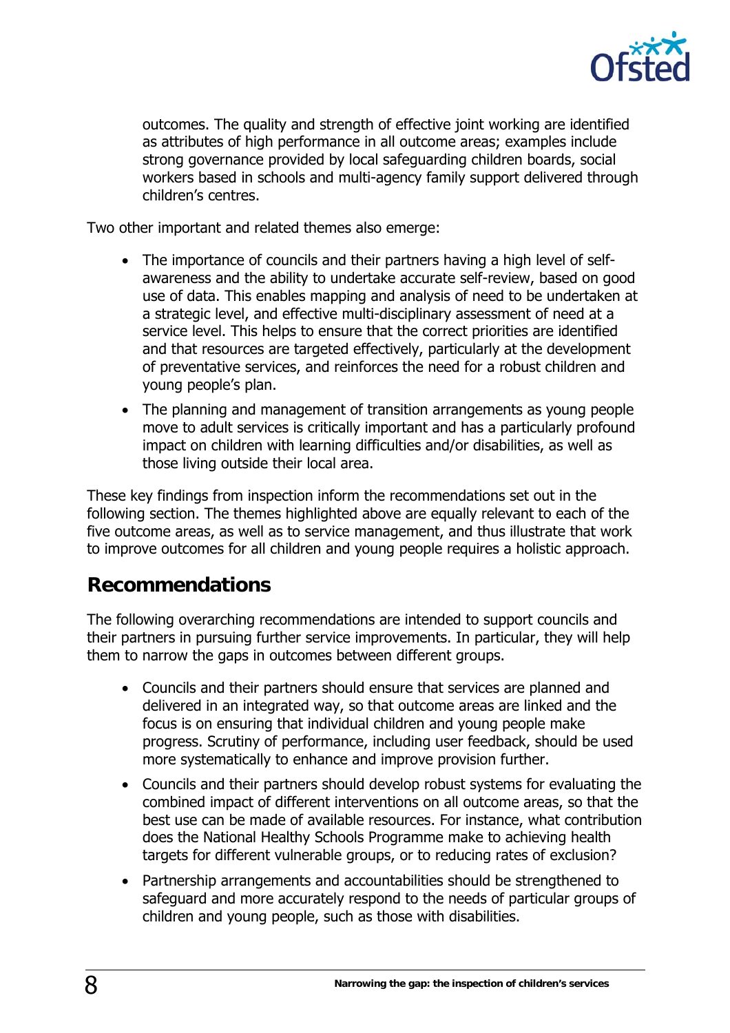outcomes. The quality and strength of effective joint working are identified as attributes of high performance in all outcome areas; examples include strong governance provided by local safeguarding children boards, social workers based in schools and multi-agency family support delivered through children's centres.

Two other important and related themes also emerge:

- The importance of councils and their partners having a high level of self-awareness and the ability to undertake accurate self-review, based on good use of data. This enables mapping and analysis of need to be undertaken at a strategic level, and effective multi-disciplinary assessment of need at a service level. This helps to ensure that the correct priorities are identified and that resources are targeted effectively, particularly at the development of preventative services, and reinforces the need for a robust children and young people's plan.
- The planning and management of transition arrangements as young people move to adult services is critically important and has a particularly profound impact on children with learning difficulties and/or disabilities, as well as those living outside their local area.

These key findings from inspection inform the recommendations set out in the following section. The themes highlighted above are equally relevant to each of the five outcome areas, as well as to service management, and thus illustrate that work to improve outcomes for all children and young people requires a holistic approach.

## Recommendations

The following overarching recommendations are intended to support councils and their partners in pursuing further service improvements. In particular, they will help them to narrow the gaps in outcomes between different groups.

- Councils and their partners should ensure that services are planned and delivered in an integrated way, so that outcome areas are linked and the focus is on ensuring that individual children and young people make progress. Scrutiny of performance, including user feedback, should be used more systematically to enhance and improve provision further.
- Councils and their partners should develop robust systems for evaluating the combined impact of different interventions on all outcome areas, so that the best use can be made of available resources. For instance, what contribution does the National Healthy Schools Programme make to achieving health targets for different vulnerable groups, or to reducing rates of exclusion?
- Partnership arrangements and accountabilities should be strengthened to safeguard and more accurately respond to the needs of particular groups of children and young people, such as those with disabilities.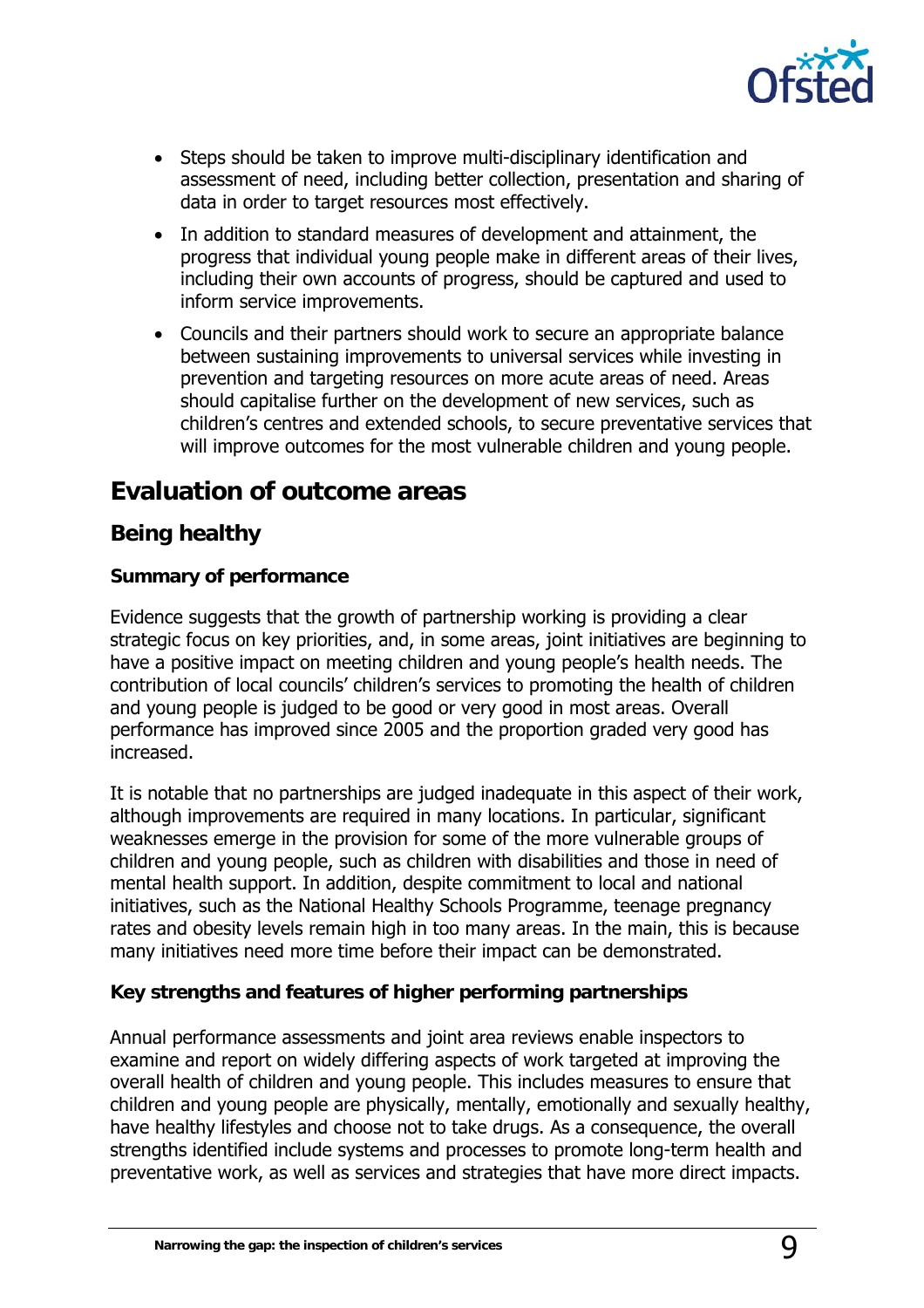- Steps should be taken to improve multi-disciplinary identification and assessment of need, including better collection, presentation and sharing of data in order to target resources most effectively.
- In addition to standard measures of development and attainment, the progress that individual young people make in different areas of their lives, including their own accounts of progress, should be captured and used to inform service improvements.
- Councils and their partners should work to secure an appropriate balance between sustaining improvements to universal services while investing in prevention and targeting resources on more acute areas of need. Areas should capitalise further on the development of new services, such as children's centres and extended schools, to secure preventative services that will improve outcomes for the most vulnerable children and young people.

## Evaluation of outcome areas

### Being healthy

#### Summary of performance

Evidence suggests that the growth of partnership working is providing a clear strategic focus on key priorities, and, in some areas, joint initiatives are beginning to have a positive impact on meeting children and young people's health needs. The contribution of local councils' children's services to promoting the health of children and young people is judged to be good or very good in most areas. Overall performance has improved since 2005 and the proportion graded very good has increased.

It is notable that no partnerships are judged inadequate in this aspect of their work, although improvements are required in many locations. In particular, significant weaknesses emerge in the provision for some of the more vulnerable groups of children and young people, such as children with disabilities and those in need of mental health support. In addition, despite commitment to local and national initiatives, such as the National Healthy Schools Programme, teenage pregnancy rates and obesity levels remain high in too many areas. In the main, this is because many initiatives need more time before their impact can be demonstrated.

#### Key strengths and features of higher performing partnerships

Annual performance assessments and joint area reviews enable inspectors to examine and report on widely differing aspects of work targeted at improving the overall health of children and young people. This includes measures to ensure that children and young people are physically, mentally, emotionally and sexually healthy, have healthy lifestyles and choose not to take drugs. As a consequence, the overall strengths identified include systems and processes to promote long-term health and preventative work, as well as services and strategies that have more direct impacts.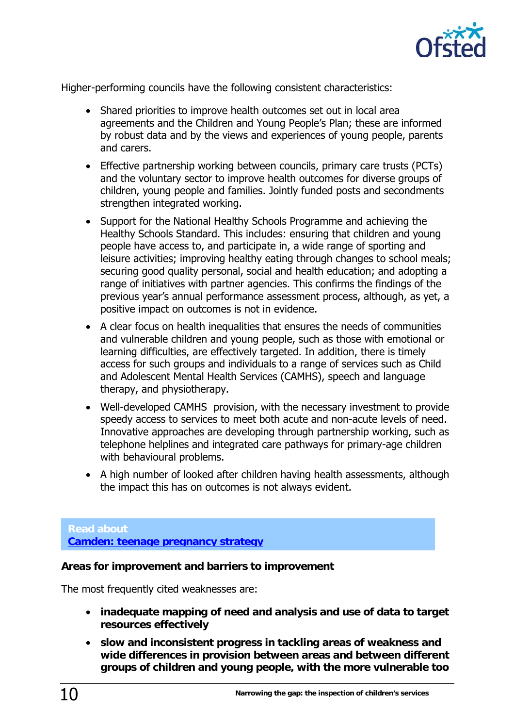Higher-performing councils have the following consistent characteristics:

- Shared priorities to improve health outcomes set out in local area agreements and the Children and Young People's Plan; these are informed by robust data and by the views and experiences of young people, parents and carers.
- Effective partnership working between councils, primary care trusts (PCTs) and the voluntary sector to improve health outcomes for diverse groups of children, young people and families. Jointly funded posts and secondments strengthen integrated working.
- Support for the National Healthy Schools Programme and achieving the Healthy Schools Standard. This includes: ensuring that children and young people have access to, and participate in, a wide range of sporting and leisure activities; improving healthy eating through changes to school meals; securing good quality personal, social and health education; and adopting a range of initiatives with partner agencies. This confirms the findings of the previous year's annual performance assessment process, although, as yet, a positive impact on outcomes is not in evidence.
- A clear focus on health inequalities that ensures the needs of communities and vulnerable children and young people, such as those with emotional or learning difficulties, are effectively targeted. In addition, there is timely access for such groups and individuals to a range of services such as Child and Adolescent Mental Health Services (CAMHS), speech and language therapy, and physiotherapy.
- Well-developed CAMHS provision, with the necessary investment to provide speedy access to services to meet both acute and non-acute levels of need. Innovative approaches are developing through partnership working, such as telephone helplines and integrated care pathways for primary-age children with behavioural problems.
- A high number of looked after children having health assessments, although the impact this has on outcomes is not always evident.

**Read about**
**Camden: teenage pregnancy strategy**

**Areas for improvement and barriers to improvement**

The most frequently cited weaknesses are:

- **inadequate mapping of need and analysis and use of data to target resources effectively**
- **slow and inconsistent progress in tackling areas of weakness and wide differences in provision between areas and between different groups of children and young people, with the more vulnerable too**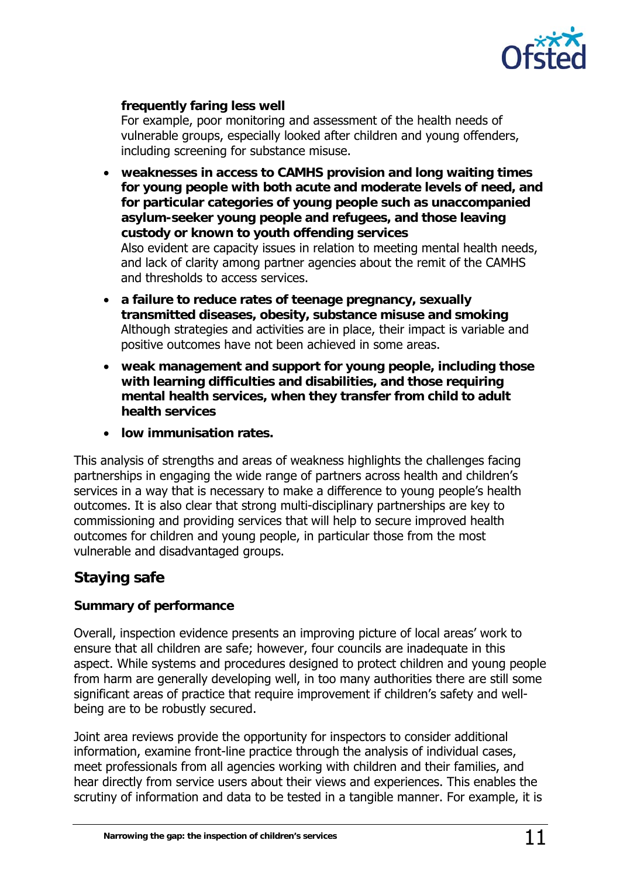**frequently faring less well**
For example, poor monitoring and assessment of the health needs of vulnerable groups, especially looked after children and young offenders, including screening for substance misuse.

- **weaknesses in access to CAMHS provision and long waiting times for young people with both acute and moderate levels of need, and for particular categories of young people such as unaccompanied asylum-seeker young people and refugees, and those leaving custody or known to youth offending services**
  Also evident are capacity issues in relation to meeting mental health needs, and lack of clarity among partner agencies about the remit of the CAMHS and thresholds to access services.
- **a failure to reduce rates of teenage pregnancy, sexually transmitted diseases, obesity, substance misuse and smoking**
  Although strategies and activities are in place, their impact is variable and positive outcomes have not been achieved in some areas.
- **weak management and support for young people, including those with learning difficulties and disabilities, and those requiring mental health services, when they transfer from child to adult health services**
- **low immunisation rates.**

This analysis of strengths and areas of weakness highlights the challenges facing partnerships in engaging the wide range of partners across health and children's services in a way that is necessary to make a difference to young people's health outcomes. It is also clear that strong multi-disciplinary partnerships are key to commissioning and providing services that will help to secure improved health outcomes for children and young people, in particular those from the most vulnerable and disadvantaged groups.

## Staying safe

### Summary of performance

Overall, inspection evidence presents an improving picture of local areas' work to ensure that all children are safe; however, four councils are inadequate in this aspect. While systems and procedures designed to protect children and young people from harm are generally developing well, in too many authorities there are still some significant areas of practice that require improvement if children's safety and well-being are to be robustly secured.

Joint area reviews provide the opportunity for inspectors to consider additional information, examine front-line practice through the analysis of individual cases, meet professionals from all agencies working with children and their families, and hear directly from service users about their views and experiences. This enables the scrutiny of information and data to be tested in a tangible manner. For example, it is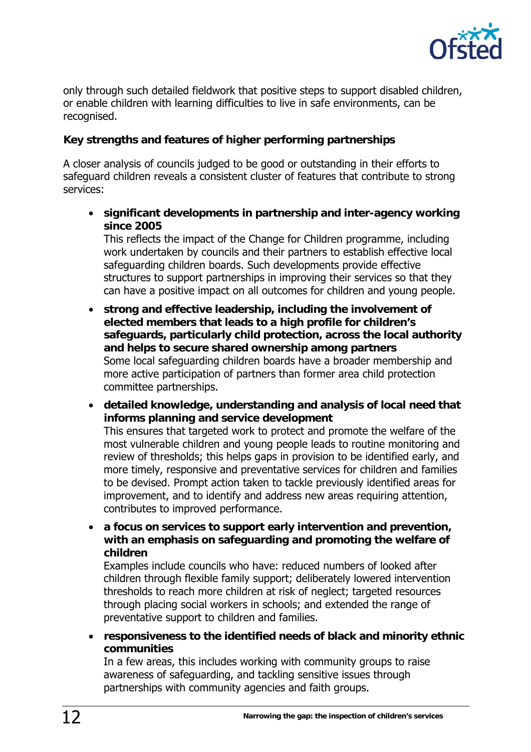only through such detailed fieldwork that positive steps to support disabled children, or enable children with learning difficulties to live in safe environments, can be recognised.

**Key strengths and features of higher performing partnerships**

A closer analysis of councils judged to be good or outstanding in their efforts to safeguard children reveals a consistent cluster of features that contribute to strong services:

- **significant developments in partnership and inter-agency working since 2005**
  This reflects the impact of the Change for Children programme, including work undertaken by councils and their partners to establish effective local safeguarding children boards. Such developments provide effective structures to support partnerships in improving their services so that they can have a positive impact on all outcomes for children and young people.
- **strong and effective leadership, including the involvement of elected members that leads to a high profile for children's safeguards, particularly child protection, across the local authority and helps to secure shared ownership among partners**
  Some local safeguarding children boards have a broader membership and more active participation of partners than former area child protection committee partnerships.
- **detailed knowledge, understanding and analysis of local need that informs planning and service development**
  This ensures that targeted work to protect and promote the welfare of the most vulnerable children and young people leads to routine monitoring and review of thresholds; this helps gaps in provision to be identified early, and more timely, responsive and preventative services for children and families to be devised. Prompt action taken to tackle previously identified areas for improvement, and to identify and address new areas requiring attention, contributes to improved performance.
- **a focus on services to support early intervention and prevention, with an emphasis on safeguarding and promoting the welfare of children**
  Examples include councils who have: reduced numbers of looked after children through flexible family support; deliberately lowered intervention thresholds to reach more children at risk of neglect; targeted resources through placing social workers in schools; and extended the range of preventative support to children and families.
- **responsiveness to the identified needs of black and minority ethnic communities**
  In a few areas, this includes working with community groups to raise awareness of safeguarding, and tackling sensitive issues through partnerships with community agencies and faith groups.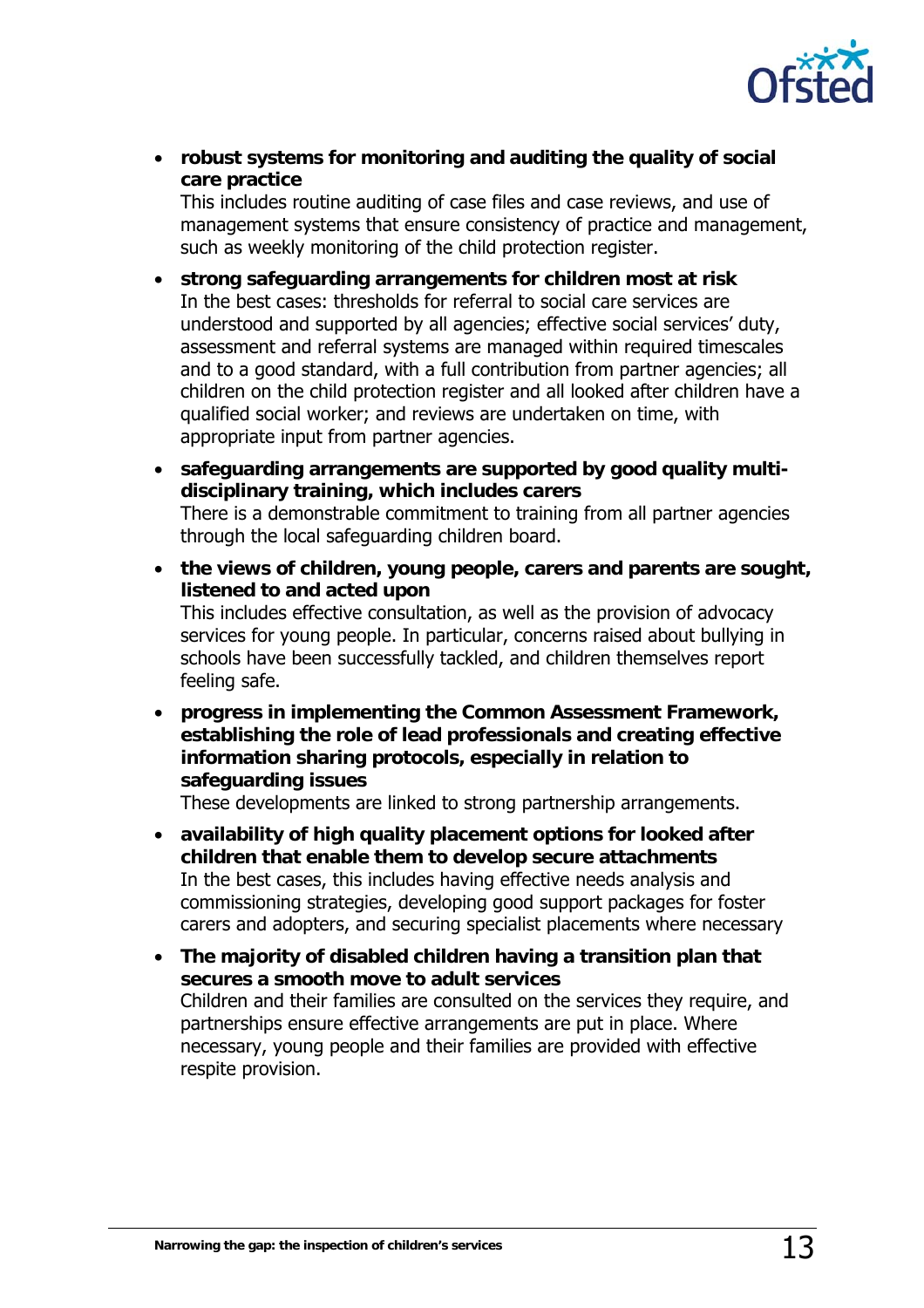- **robust systems for monitoring and auditing the quality of social care practice**
  This includes routine auditing of case files and case reviews, and use of management systems that ensure consistency of practice and management, such as weekly monitoring of the child protection register.
- **strong safeguarding arrangements for children most at risk**
  In the best cases: thresholds for referral to social care services are understood and supported by all agencies; effective social services' duty, assessment and referral systems are managed within required timescales and to a good standard, with a full contribution from partner agencies; all children on the child protection register and all looked after children have a qualified social worker; and reviews are undertaken on time, with appropriate input from partner agencies.
- **safeguarding arrangements are supported by good quality multi-disciplinary training, which includes carers**
  There is a demonstrable commitment to training from all partner agencies through the local safeguarding children board.
- **the views of children, young people, carers and parents are sought, listened to and acted upon**
  This includes effective consultation, as well as the provision of advocacy services for young people. In particular, concerns raised about bullying in schools have been successfully tackled, and children themselves report feeling safe.
- **progress in implementing the Common Assessment Framework, establishing the role of lead professionals and creating effective information sharing protocols, especially in relation to safeguarding issues**
  These developments are linked to strong partnership arrangements.
- **availability of high quality placement options for looked after children that enable them to develop secure attachments**
  In the best cases, this includes having effective needs analysis and commissioning strategies, developing good support packages for foster carers and adopters, and securing specialist placements where necessary
- **The majority of disabled children having a transition plan that secures a smooth move to adult services**
  Children and their families are consulted on the services they require, and partnerships ensure effective arrangements are put in place. Where necessary, young people and their families are provided with effective respite provision.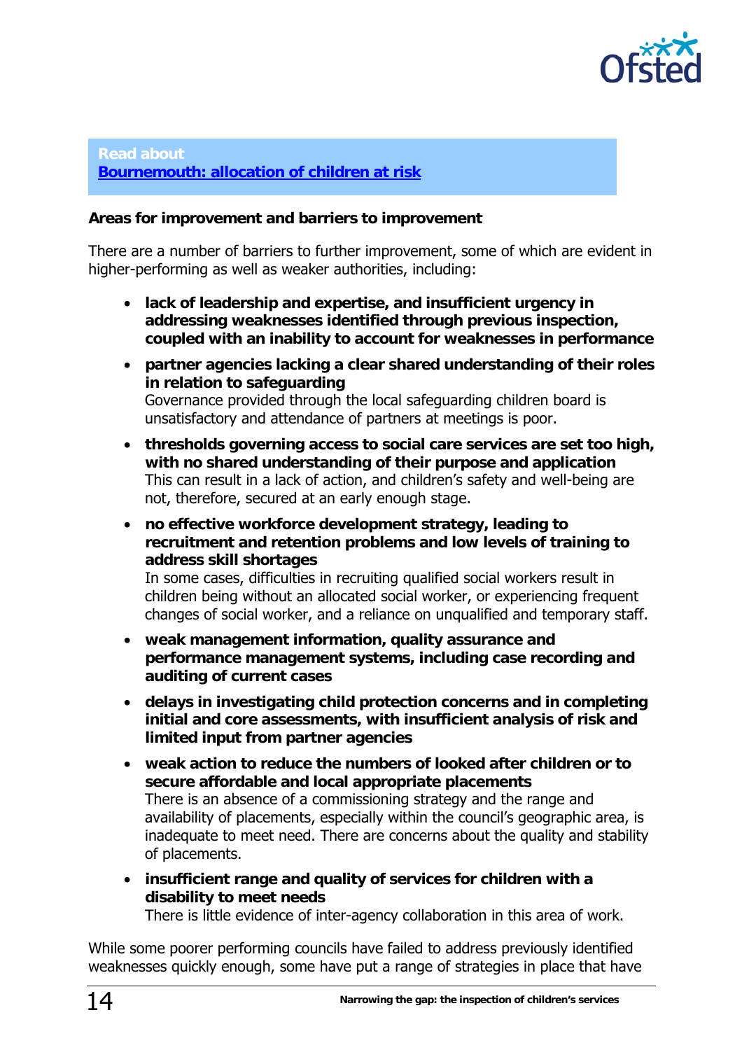**Read about**
**Bournemouth: allocation of children at risk**

**Areas for improvement and barriers to improvement**

There are a number of barriers to further improvement, some of which are evident in higher-performing as well as weaker authorities, including:

- **lack of leadership and expertise, and insufficient urgency in addressing weaknesses identified through previous inspection, coupled with an inability to account for weaknesses in performance**
- **partner agencies lacking a clear shared understanding of their roles in relation to safeguarding**
  Governance provided through the local safeguarding children board is unsatisfactory and attendance of partners at meetings is poor.
- **thresholds governing access to social care services are set too high, with no shared understanding of their purpose and application**
  This can result in a lack of action, and children's safety and well-being are not, therefore, secured at an early enough stage.
- **no effective workforce development strategy, leading to recruitment and retention problems and low levels of training to address skill shortages**
  In some cases, difficulties in recruiting qualified social workers result in children being without an allocated social worker, or experiencing frequent changes of social worker, and a reliance on unqualified and temporary staff.
- **weak management information, quality assurance and performance management systems, including case recording and auditing of current cases**
- **delays in investigating child protection concerns and in completing initial and core assessments, with insufficient analysis of risk and limited input from partner agencies**
- **weak action to reduce the numbers of looked after children or to secure affordable and local appropriate placements**
  There is an absence of a commissioning strategy and the range and availability of placements, especially within the council's geographic area, is inadequate to meet need. There are concerns about the quality and stability of placements.
- **insufficient range and quality of services for children with a disability to meet needs**
  There is little evidence of inter-agency collaboration in this area of work.

While some poorer performing councils have failed to address previously identified weaknesses quickly enough, some have put a range of strategies in place that have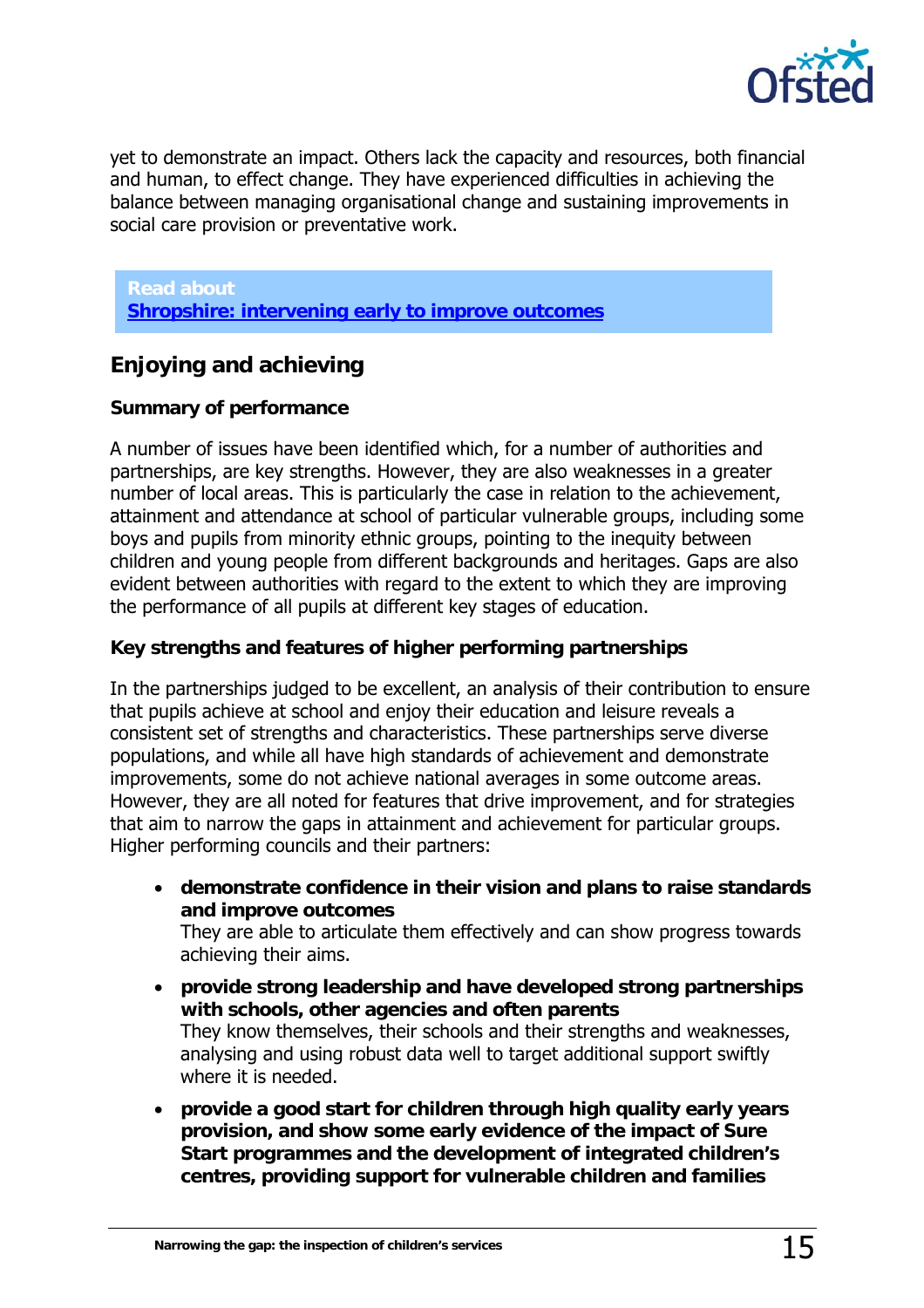yet to demonstrate an impact. Others lack the capacity and resources, both financial and human, to effect change. They have experienced difficulties in achieving the balance between managing organisational change and sustaining improvements in social care provision or preventative work.

> **Read about**
> **Shropshire: intervening early to improve outcomes**

## Enjoying and achieving

### Summary of performance

A number of issues have been identified which, for a number of authorities and partnerships, are key strengths. However, they are also weaknesses in a greater number of local areas. This is particularly the case in relation to the achievement, attainment and attendance at school of particular vulnerable groups, including some boys and pupils from minority ethnic groups, pointing to the inequity between children and young people from different backgrounds and heritages. Gaps are also evident between authorities with regard to the extent to which they are improving the performance of all pupils at different key stages of education.

### Key strengths and features of higher performing partnerships

In the partnerships judged to be excellent, an analysis of their contribution to ensure that pupils achieve at school and enjoy their education and leisure reveals a consistent set of strengths and characteristics. These partnerships serve diverse populations, and while all have high standards of achievement and demonstrate improvements, some do not achieve national averages in some outcome areas. However, they are all noted for features that drive improvement, and for strategies that aim to narrow the gaps in attainment and achievement for particular groups. Higher performing councils and their partners:

- **demonstrate confidence in their vision and plans to raise standards and improve outcomes**
  They are able to articulate them effectively and can show progress towards achieving their aims.
- **provide strong leadership and have developed strong partnerships with schools, other agencies and often parents**
  They know themselves, their schools and their strengths and weaknesses, analysing and using robust data well to target additional support swiftly where it is needed.
- **provide a good start for children through high quality early years provision, and show some early evidence of the impact of Sure Start programmes and the development of integrated children's centres, providing support for vulnerable children and families**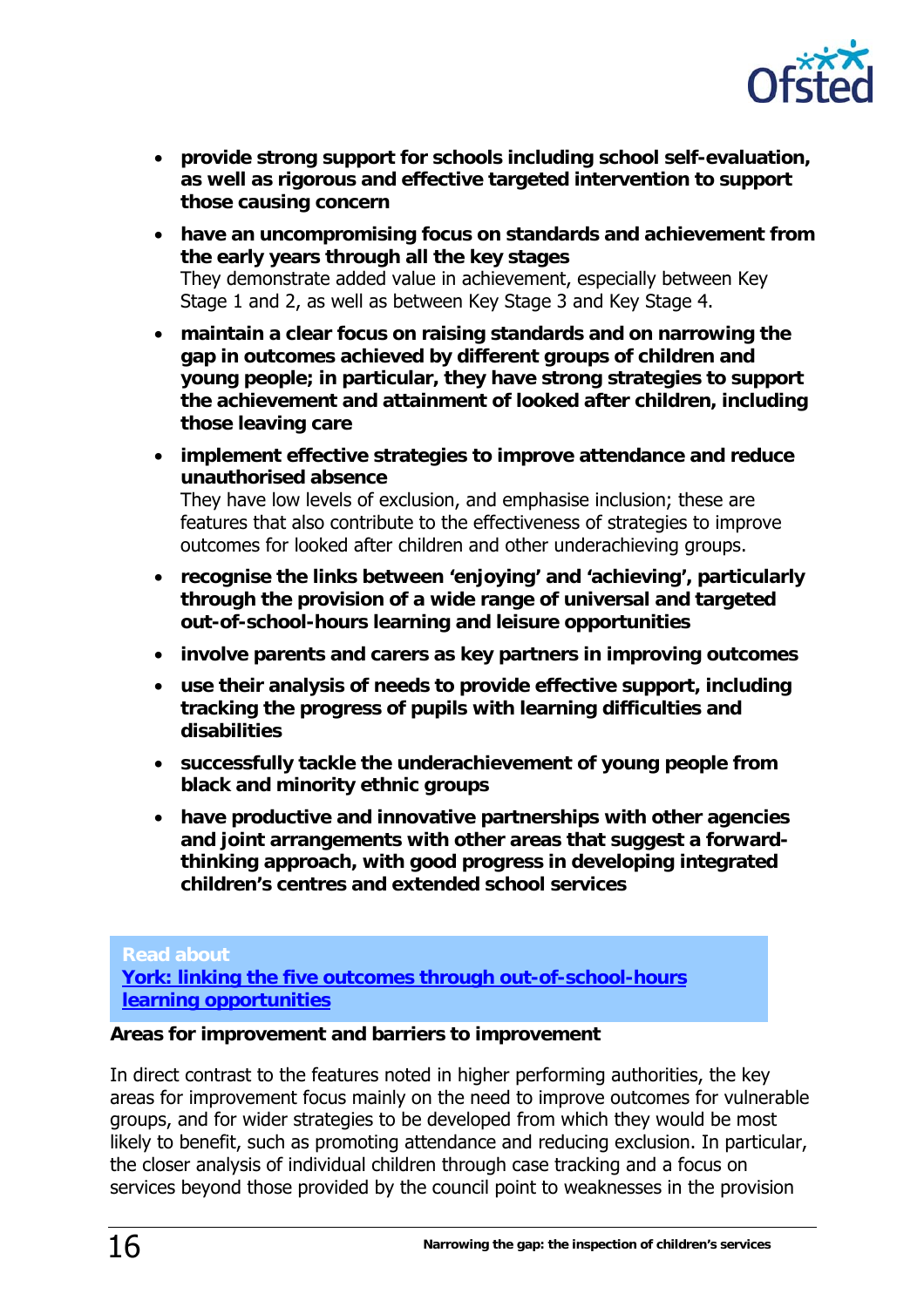- **provide strong support for schools including school self-evaluation, as well as rigorous and effective targeted intervention to support those causing concern**
- **have an uncompromising focus on standards and achievement from the early years through all the key stages**
  They demonstrate added value in achievement, especially between Key Stage 1 and 2, as well as between Key Stage 3 and Key Stage 4.
- **maintain a clear focus on raising standards and on narrowing the gap in outcomes achieved by different groups of children and young people; in particular, they have strong strategies to support the achievement and attainment of looked after children, including those leaving care**
- **implement effective strategies to improve attendance and reduce unauthorised absence**
  They have low levels of exclusion, and emphasise inclusion; these are features that also contribute to the effectiveness of strategies to improve outcomes for looked after children and other underachieving groups.
- **recognise the links between 'enjoying' and 'achieving', particularly through the provision of a wide range of universal and targeted out-of-school-hours learning and leisure opportunities**
- **involve parents and carers as key partners in improving outcomes**
- **use their analysis of needs to provide effective support, including tracking the progress of pupils with learning difficulties and disabilities**
- **successfully tackle the underachievement of young people from black and minority ethnic groups**
- **have productive and innovative partnerships with other agencies and joint arrangements with other areas that suggest a forward-thinking approach, with good progress in developing integrated children's centres and extended school services**

**Read about**
**York: linking the five outcomes through out-of-school-hours learning opportunities**

**Areas for improvement and barriers to improvement**

In direct contrast to the features noted in higher performing authorities, the key areas for improvement focus mainly on the need to improve outcomes for vulnerable groups, and for wider strategies to be developed from which they would be most likely to benefit, such as promoting attendance and reducing exclusion. In particular, the closer analysis of individual children through case tracking and a focus on services beyond those provided by the council point to weaknesses in the provision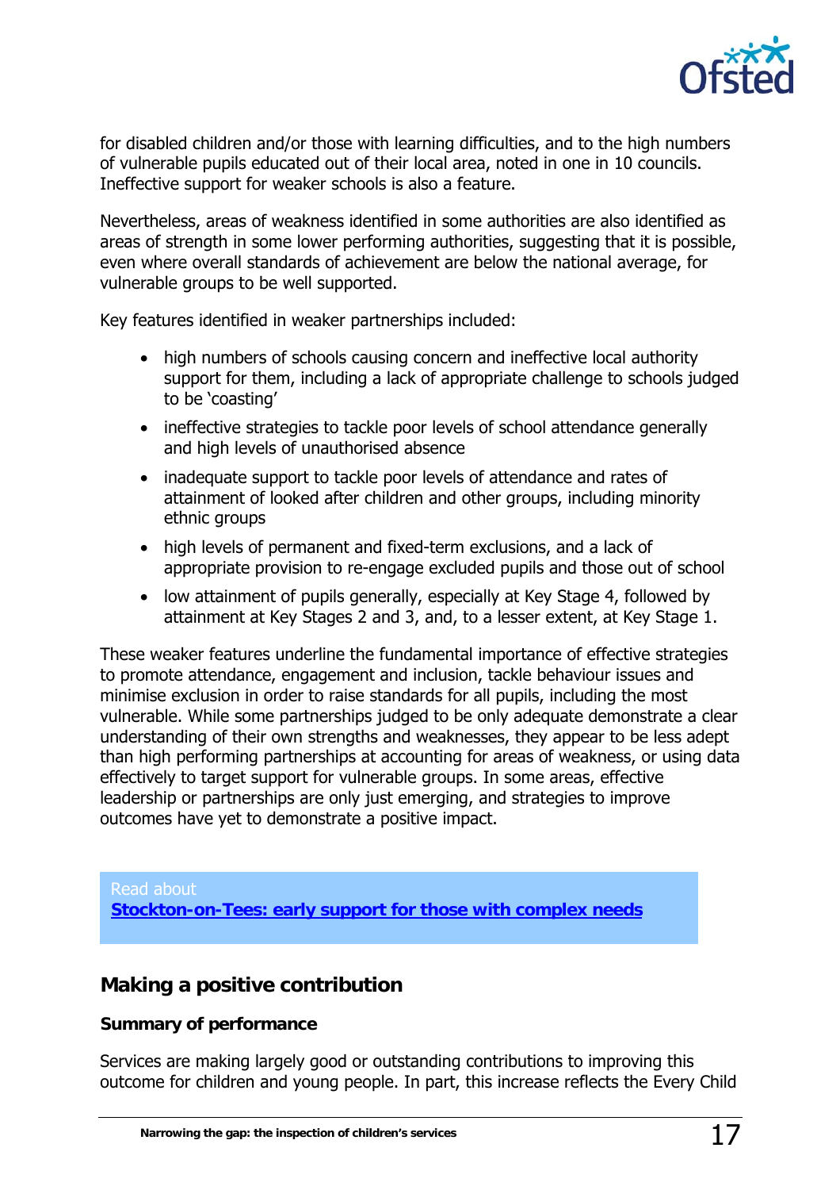for disabled children and/or those with learning difficulties, and to the high numbers of vulnerable pupils educated out of their local area, noted in one in 10 councils. Ineffective support for weaker schools is also a feature.

Nevertheless, areas of weakness identified in some authorities are also identified as areas of strength in some lower performing authorities, suggesting that it is possible, even where overall standards of achievement are below the national average, for vulnerable groups to be well supported.

Key features identified in weaker partnerships included:

- high numbers of schools causing concern and ineffective local authority support for them, including a lack of appropriate challenge to schools judged to be 'coasting'
- ineffective strategies to tackle poor levels of school attendance generally and high levels of unauthorised absence
- inadequate support to tackle poor levels of attendance and rates of attainment of looked after children and other groups, including minority ethnic groups
- high levels of permanent and fixed-term exclusions, and a lack of appropriate provision to re-engage excluded pupils and those out of school
- low attainment of pupils generally, especially at Key Stage 4, followed by attainment at Key Stages 2 and 3, and, to a lesser extent, at Key Stage 1.

These weaker features underline the fundamental importance of effective strategies to promote attendance, engagement and inclusion, tackle behaviour issues and minimise exclusion in order to raise standards for all pupils, including the most vulnerable. While some partnerships judged to be only adequate demonstrate a clear understanding of their own strengths and weaknesses, they appear to be less adept than high performing partnerships at accounting for areas of weakness, or using data effectively to target support for vulnerable groups. In some areas, effective leadership or partnerships are only just emerging, and strategies to improve outcomes have yet to demonstrate a positive impact.

Read about
**Stockton-on-Tees: early support for those with complex needs**

## Making a positive contribution

### Summary of performance

Services are making largely good or outstanding contributions to improving this outcome for children and young people. In part, this increase reflects the Every Child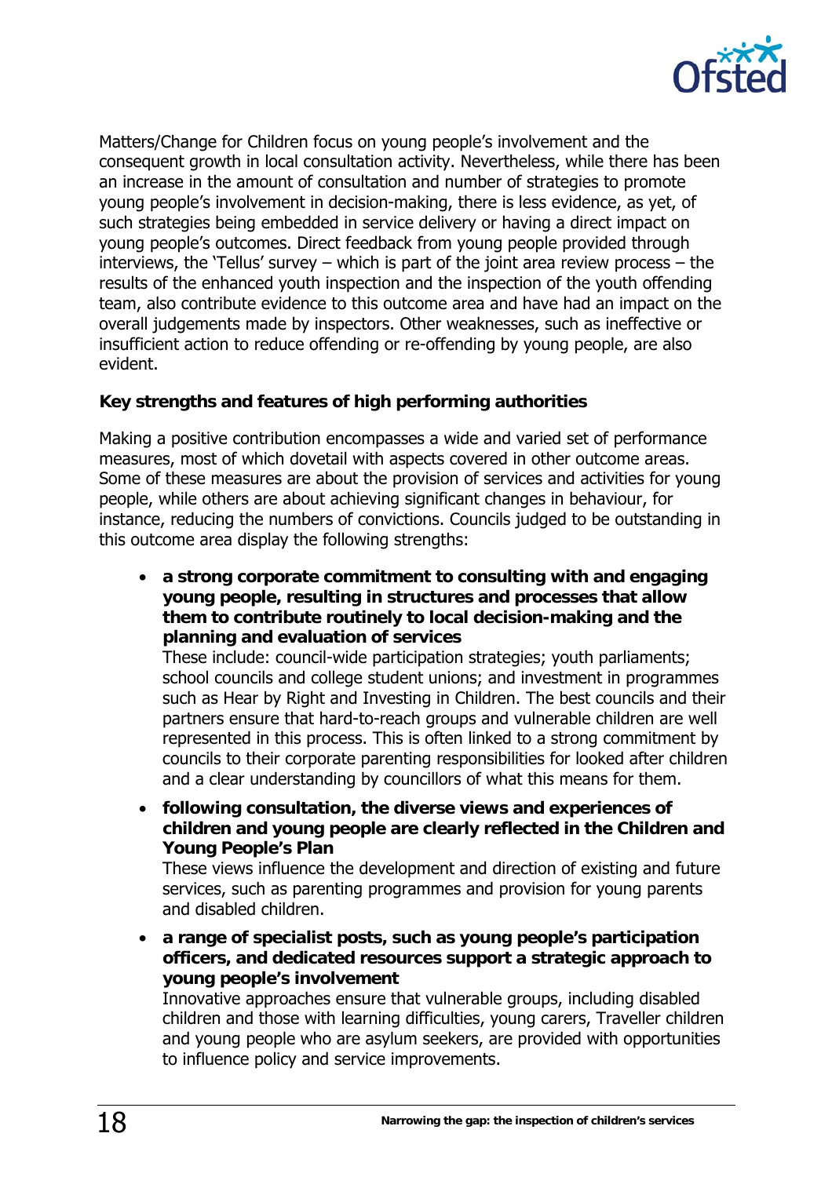Matters/Change for Children focus on young people's involvement and the consequent growth in local consultation activity. Nevertheless, while there has been an increase in the amount of consultation and number of strategies to promote young people's involvement in decision-making, there is less evidence, as yet, of such strategies being embedded in service delivery or having a direct impact on young people's outcomes. Direct feedback from young people provided through interviews, the 'Tellus' survey – which is part of the joint area review process – the results of the enhanced youth inspection and the inspection of the youth offending team, also contribute evidence to this outcome area and have had an impact on the overall judgements made by inspectors. Other weaknesses, such as ineffective or insufficient action to reduce offending or re-offending by young people, are also evident.

**Key strengths and features of high performing authorities**

Making a positive contribution encompasses a wide and varied set of performance measures, most of which dovetail with aspects covered in other outcome areas. Some of these measures are about the provision of services and activities for young people, while others are about achieving significant changes in behaviour, for instance, reducing the numbers of convictions. Councils judged to be outstanding in this outcome area display the following strengths:

- **a strong corporate commitment to consulting with and engaging young people, resulting in structures and processes that allow them to contribute routinely to local decision-making and the planning and evaluation of services**
  These include: council-wide participation strategies; youth parliaments; school councils and college student unions; and investment in programmes such as Hear by Right and Investing in Children. The best councils and their partners ensure that hard-to-reach groups and vulnerable children are well represented in this process. This is often linked to a strong commitment by councils to their corporate parenting responsibilities for looked after children and a clear understanding by councillors of what this means for them.

- **following consultation, the diverse views and experiences of children and young people are clearly reflected in the Children and Young People's Plan**
  These views influence the development and direction of existing and future services, such as parenting programmes and provision for young parents and disabled children.

- **a range of specialist posts, such as young people's participation officers, and dedicated resources support a strategic approach to young people's involvement**
  Innovative approaches ensure that vulnerable groups, including disabled children and those with learning difficulties, young carers, Traveller children and young people who are asylum seekers, are provided with opportunities to influence policy and service improvements.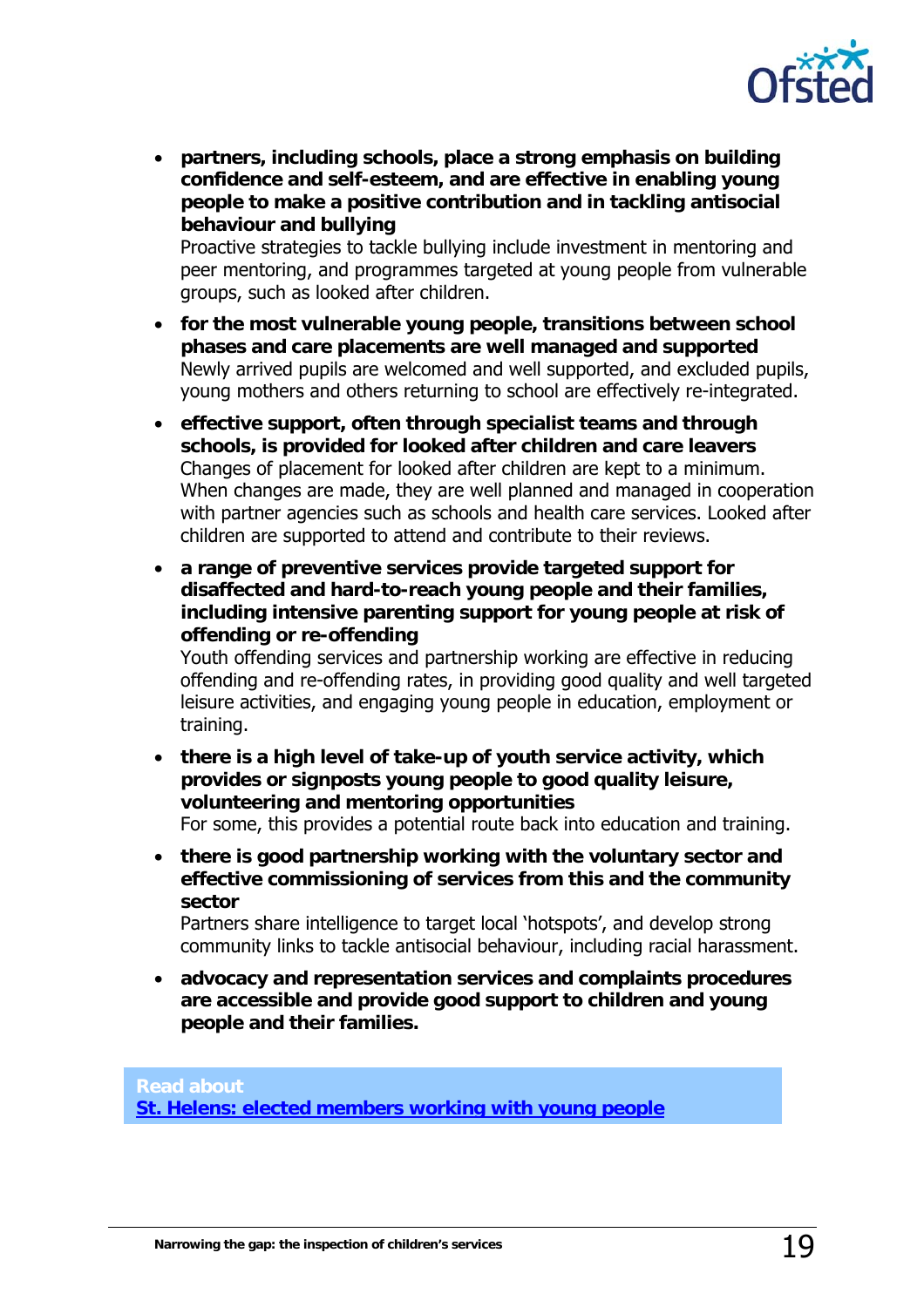- **partners, including schools, place a strong emphasis on building confidence and self-esteem, and are effective in enabling young people to make a positive contribution and in tackling antisocial behaviour and bullying**
  Proactive strategies to tackle bullying include investment in mentoring and peer mentoring, and programmes targeted at young people from vulnerable groups, such as looked after children.
- **for the most vulnerable young people, transitions between school phases and care placements are well managed and supported**
  Newly arrived pupils are welcomed and well supported, and excluded pupils, young mothers and others returning to school are effectively re-integrated.
- **effective support, often through specialist teams and through schools, is provided for looked after children and care leavers**
  Changes of placement for looked after children are kept to a minimum. When changes are made, they are well planned and managed in cooperation with partner agencies such as schools and health care services. Looked after children are supported to attend and contribute to their reviews.
- **a range of preventive services provide targeted support for disaffected and hard-to-reach young people and their families, including intensive parenting support for young people at risk of offending or re-offending**
  Youth offending services and partnership working are effective in reducing offending and re-offending rates, in providing good quality and well targeted leisure activities, and engaging young people in education, employment or training.
- **there is a high level of take-up of youth service activity, which provides or signposts young people to good quality leisure, volunteering and mentoring opportunities**
  For some, this provides a potential route back into education and training.
- **there is good partnership working with the voluntary sector and effective commissioning of services from this and the community sector**
  Partners share intelligence to target local 'hotspots', and develop strong community links to tackle antisocial behaviour, including racial harassment.
- **advocacy and representation services and complaints procedures are accessible and provide good support to children and young people and their families.**

**Read about**
**St. Helens: elected members working with young people**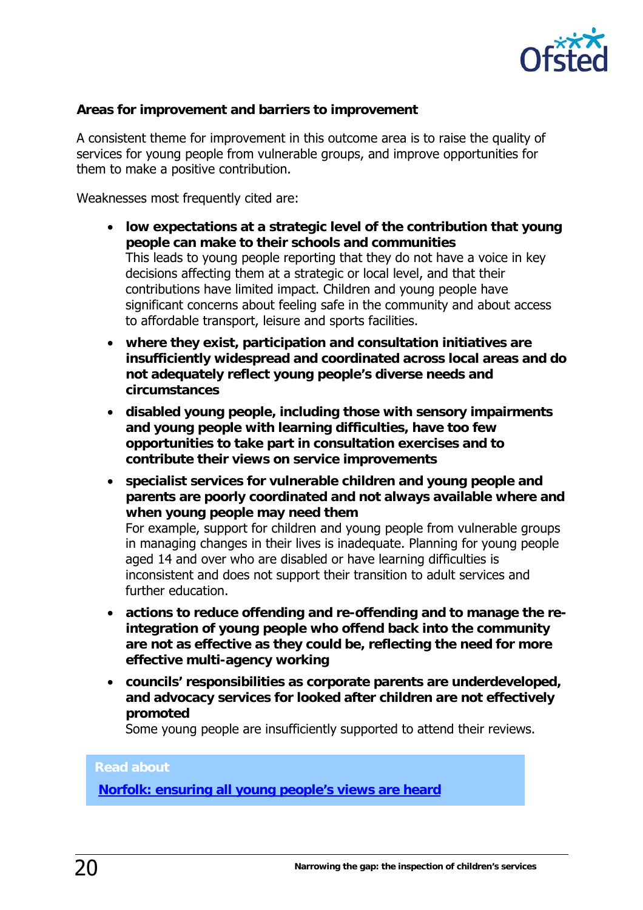**Areas for improvement and barriers to improvement**

A consistent theme for improvement in this outcome area is to raise the quality of services for young people from vulnerable groups, and improve opportunities for them to make a positive contribution.

Weaknesses most frequently cited are:

- **low expectations at a strategic level of the contribution that young people can make to their schools and communities**
  This leads to young people reporting that they do not have a voice in key decisions affecting them at a strategic or local level, and that their contributions have limited impact. Children and young people have significant concerns about feeling safe in the community and about access to affordable transport, leisure and sports facilities.
- **where they exist, participation and consultation initiatives are insufficiently widespread and coordinated across local areas and do not adequately reflect young people's diverse needs and circumstances**
- **disabled young people, including those with sensory impairments and young people with learning difficulties, have too few opportunities to take part in consultation exercises and to contribute their views on service improvements**
- **specialist services for vulnerable children and young people and parents are poorly coordinated and not always available where and when young people may need them**
  For example, support for children and young people from vulnerable groups in managing changes in their lives is inadequate. Planning for young people aged 14 and over who are disabled or have learning difficulties is inconsistent and does not support their transition to adult services and further education.
- **actions to reduce offending and re-offending and to manage the re-integration of young people who offend back into the community are not as effective as they could be, reflecting the need for more effective multi-agency working**
- **councils' responsibilities as corporate parents are underdeveloped, and advocacy services for looked after children are not effectively promoted**
  Some young people are insufficiently supported to attend their reviews.

**Read about**

Norfolk: ensuring all young people's views are heard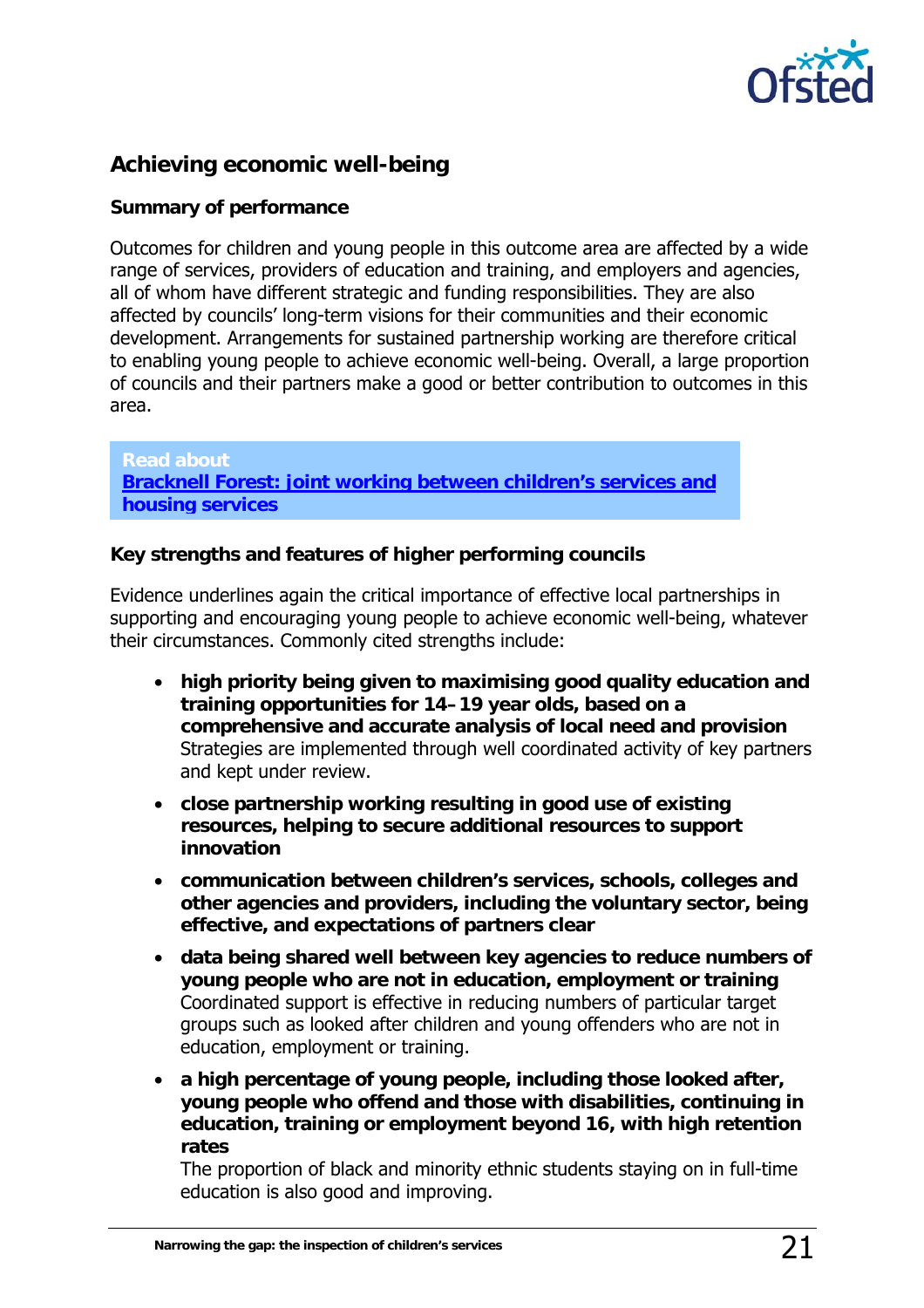## Achieving economic well-being

### Summary of performance

Outcomes for children and young people in this outcome area are affected by a wide range of services, providers of education and training, and employers and agencies, all of whom have different strategic and funding responsibilities. They are also affected by councils' long-term visions for their communities and their economic development. Arrangements for sustained partnership working are therefore critical to enabling young people to achieve economic well-being. Overall, a large proportion of councils and their partners make a good or better contribution to outcomes in this area.

> **Read about**
> **Bracknell Forest: joint working between children's services and housing services**

### Key strengths and features of higher performing councils

Evidence underlines again the critical importance of effective local partnerships in supporting and encouraging young people to achieve economic well-being, whatever their circumstances. Commonly cited strengths include:

- **high priority being given to maximising good quality education and training opportunities for 14–19 year olds, based on a comprehensive and accurate analysis of local need and provision**
  Strategies are implemented through well coordinated activity of key partners and kept under review.
- **close partnership working resulting in good use of existing resources, helping to secure additional resources to support innovation**
- **communication between children's services, schools, colleges and other agencies and providers, including the voluntary sector, being effective, and expectations of partners clear**
- **data being shared well between key agencies to reduce numbers of young people who are not in education, employment or training**
  Coordinated support is effective in reducing numbers of particular target groups such as looked after children and young offenders who are not in education, employment or training.
- **a high percentage of young people, including those looked after, young people who offend and those with disabilities, continuing in education, training or employment beyond 16, with high retention rates**
  The proportion of black and minority ethnic students staying on in full-time education is also good and improving.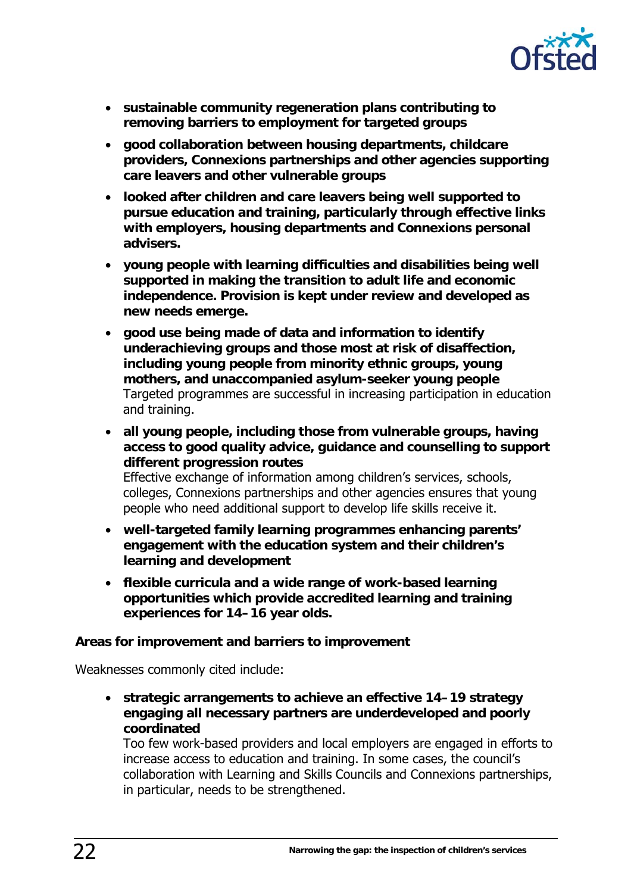- **sustainable community regeneration plans contributing to removing barriers to employment for targeted groups**
- **good collaboration between housing departments, childcare providers, Connexions partnerships and other agencies supporting care leavers and other vulnerable groups**
- **looked after children and care leavers being well supported to pursue education and training, particularly through effective links with employers, housing departments and Connexions personal advisers.**
- **young people with learning difficulties and disabilities being well supported in making the transition to adult life and economic independence. Provision is kept under review and developed as new needs emerge.**
- **good use being made of data and information to identify underachieving groups and those most at risk of disaffection, including young people from minority ethnic groups, young mothers, and unaccompanied asylum-seeker young people**
  Targeted programmes are successful in increasing participation in education and training.
- **all young people, including those from vulnerable groups, having access to good quality advice, guidance and counselling to support different progression routes**
  Effective exchange of information among children's services, schools, colleges, Connexions partnerships and other agencies ensures that young people who need additional support to develop life skills receive it.
- **well-targeted family learning programmes enhancing parents' engagement with the education system and their children's learning and development**
- **flexible curricula and a wide range of work-based learning opportunities which provide accredited learning and training experiences for 14–16 year olds.**

**Areas for improvement and barriers to improvement**

Weaknesses commonly cited include:

- **strategic arrangements to achieve an effective 14–19 strategy engaging all necessary partners are underdeveloped and poorly coordinated**
  Too few work-based providers and local employers are engaged in efforts to increase access to education and training. In some cases, the council's collaboration with Learning and Skills Councils and Connexions partnerships, in particular, needs to be strengthened.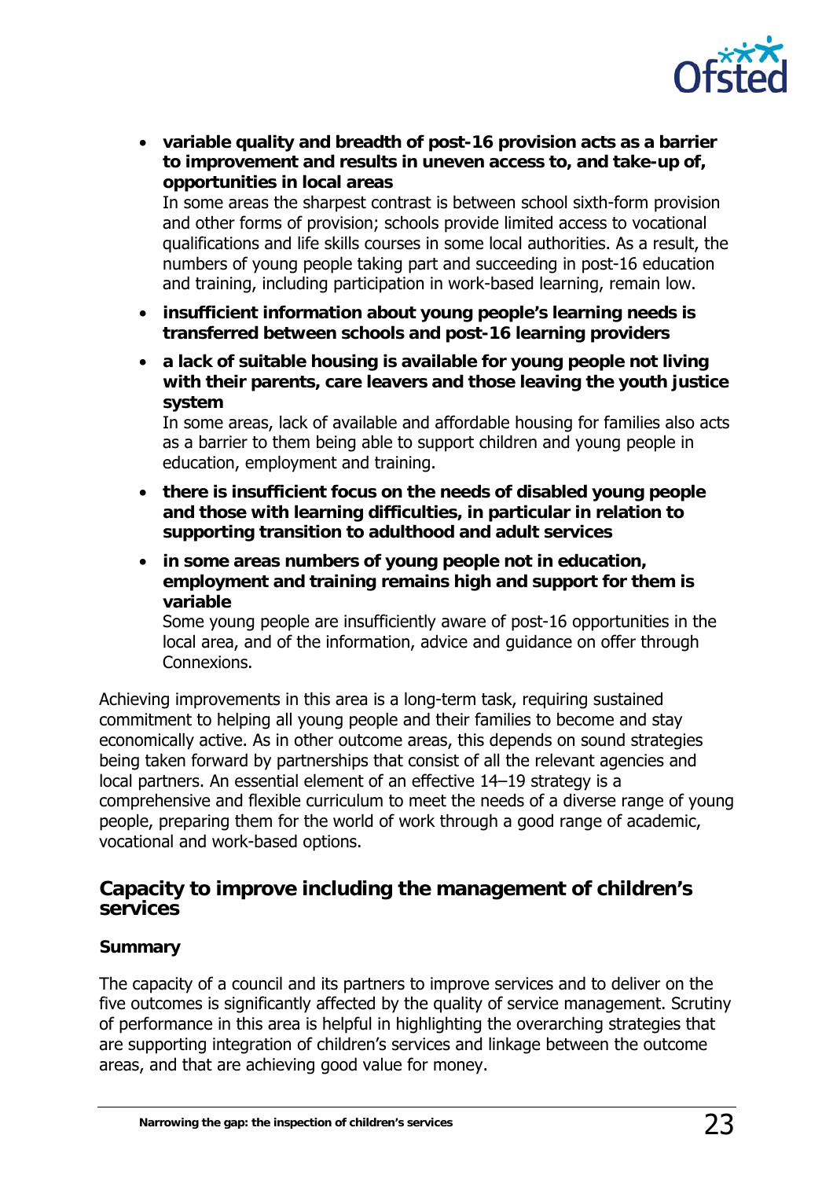- **variable quality and breadth of post-16 provision acts as a barrier to improvement and results in uneven access to, and take-up of, opportunities in local areas**
  In some areas the sharpest contrast is between school sixth-form provision and other forms of provision; schools provide limited access to vocational qualifications and life skills courses in some local authorities. As a result, the numbers of young people taking part and succeeding in post-16 education and training, including participation in work-based learning, remain low.
- **insufficient information about young people's learning needs is transferred between schools and post-16 learning providers**
- **a lack of suitable housing is available for young people not living with their parents, care leavers and those leaving the youth justice system**
  In some areas, lack of available and affordable housing for families also acts as a barrier to them being able to support children and young people in education, employment and training.
- **there is insufficient focus on the needs of disabled young people and those with learning difficulties, in particular in relation to supporting transition to adulthood and adult services**
- **in some areas numbers of young people not in education, employment and training remains high and support for them is variable**
  Some young people are insufficiently aware of post-16 opportunities in the local area, and of the information, advice and guidance on offer through Connexions.

Achieving improvements in this area is a long-term task, requiring sustained commitment to helping all young people and their families to become and stay economically active. As in other outcome areas, this depends on sound strategies being taken forward by partnerships that consist of all the relevant agencies and local partners. An essential element of an effective 14–19 strategy is a comprehensive and flexible curriculum to meet the needs of a diverse range of young people, preparing them for the world of work through a good range of academic, vocational and work-based options.

## Capacity to improve including the management of children's services

### Summary

The capacity of a council and its partners to improve services and to deliver on the five outcomes is significantly affected by the quality of service management. Scrutiny of performance in this area is helpful in highlighting the overarching strategies that are supporting integration of children's services and linkage between the outcome areas, and that are achieving good value for money.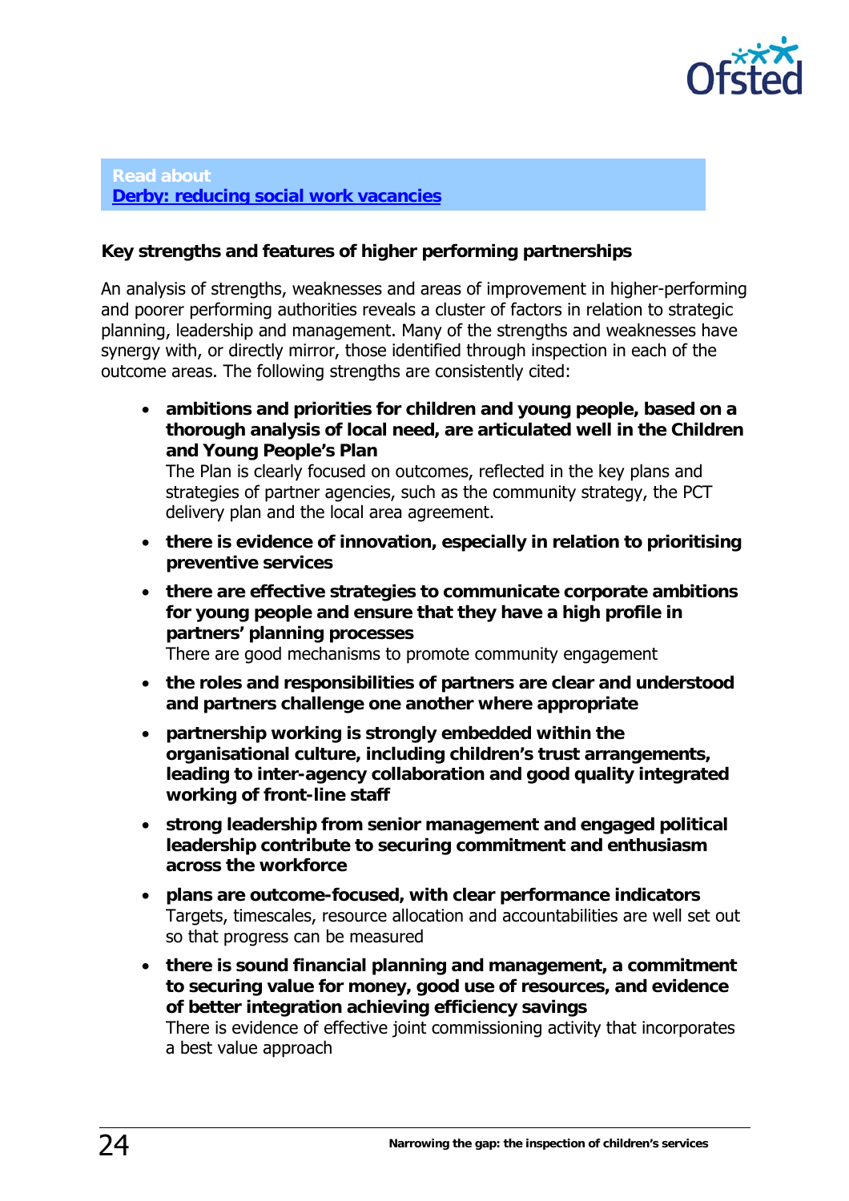Read about
[Derby: reducing social work vacancies]

**Key strengths and features of higher performing partnerships**

An analysis of strengths, weaknesses and areas of improvement in higher-performing and poorer performing authorities reveals a cluster of factors in relation to strategic planning, leadership and management. Many of the strengths and weaknesses have synergy with, or directly mirror, those identified through inspection in each of the outcome areas. The following strengths are consistently cited:

- **ambitions and priorities for children and young people, based on a thorough analysis of local need, are articulated well in the Children and Young People's Plan**
  The Plan is clearly focused on outcomes, reflected in the key plans and strategies of partner agencies, such as the community strategy, the PCT delivery plan and the local area agreement.
- **there is evidence of innovation, especially in relation to prioritising preventive services**
- **there are effective strategies to communicate corporate ambitions for young people and ensure that they have a high profile in partners' planning processes**
  There are good mechanisms to promote community engagement
- **the roles and responsibilities of partners are clear and understood and partners challenge one another where appropriate**
- **partnership working is strongly embedded within the organisational culture, including children's trust arrangements, leading to inter-agency collaboration and good quality integrated working of front-line staff**
- **strong leadership from senior management and engaged political leadership contribute to securing commitment and enthusiasm across the workforce**
- **plans are outcome-focused, with clear performance indicators**
  Targets, timescales, resource allocation and accountabilities are well set out so that progress can be measured
- **there is sound financial planning and management, a commitment to securing value for money, good use of resources, and evidence of better integration achieving efficiency savings**
  There is evidence of effective joint commissioning activity that incorporates a best value approach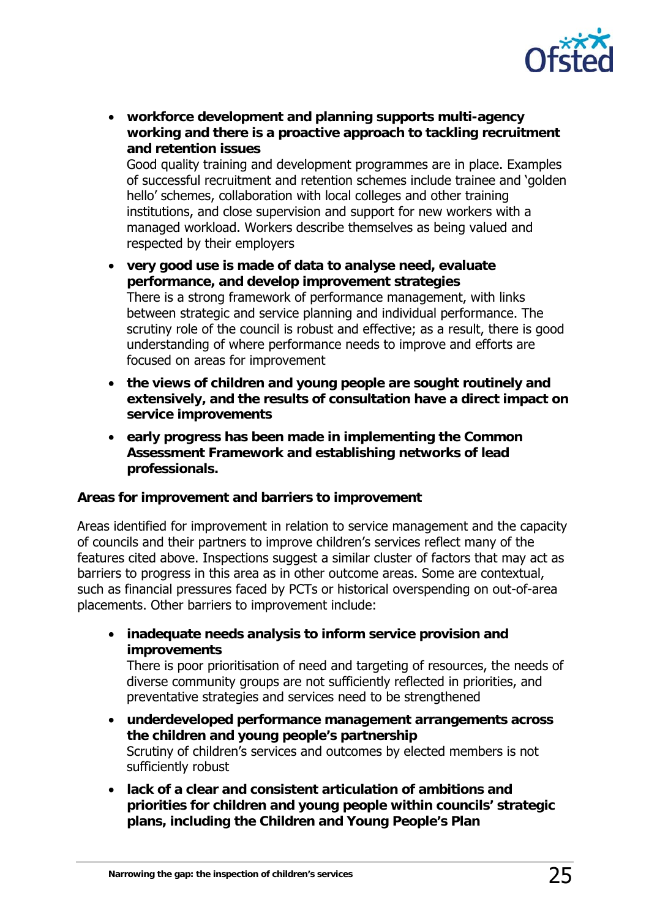- **workforce development and planning supports multi-agency working and there is a proactive approach to tackling recruitment and retention issues**
  Good quality training and development programmes are in place. Examples of successful recruitment and retention schemes include trainee and 'golden hello' schemes, collaboration with local colleges and other training institutions, and close supervision and support for new workers with a managed workload. Workers describe themselves as being valued and respected by their employers
- **very good use is made of data to analyse need, evaluate performance, and develop improvement strategies**
  There is a strong framework of performance management, with links between strategic and service planning and individual performance. The scrutiny role of the council is robust and effective; as a result, there is good understanding of where performance needs to improve and efforts are focused on areas for improvement
- **the views of children and young people are sought routinely and extensively, and the results of consultation have a direct impact on service improvements**
- **early progress has been made in implementing the Common Assessment Framework and establishing networks of lead professionals.**

**Areas for improvement and barriers to improvement**

Areas identified for improvement in relation to service management and the capacity of councils and their partners to improve children's services reflect many of the features cited above. Inspections suggest a similar cluster of factors that may act as barriers to progress in this area as in other outcome areas. Some are contextual, such as financial pressures faced by PCTs or historical overspending on out-of-area placements. Other barriers to improvement include:

- **inadequate needs analysis to inform service provision and improvements**
  There is poor prioritisation of need and targeting of resources, the needs of diverse community groups are not sufficiently reflected in priorities, and preventative strategies and services need to be strengthened
- **underdeveloped performance management arrangements across the children and young people's partnership**
  Scrutiny of children's services and outcomes by elected members is not sufficiently robust
- **lack of a clear and consistent articulation of ambitions and priorities for children and young people within councils' strategic plans, including the Children and Young People's Plan**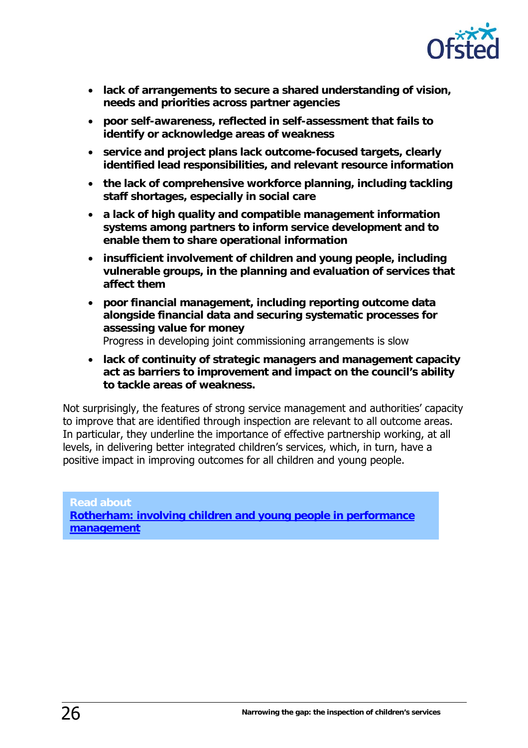- **lack of arrangements to secure a shared understanding of vision, needs and priorities across partner agencies**
- **poor self-awareness, reflected in self-assessment that fails to identify or acknowledge areas of weakness**
- **service and project plans lack outcome-focused targets, clearly identified lead responsibilities, and relevant resource information**
- **the lack of comprehensive workforce planning, including tackling staff shortages, especially in social care**
- **a lack of high quality and compatible management information systems among partners to inform service development and to enable them to share operational information**
- **insufficient involvement of children and young people, including vulnerable groups, in the planning and evaluation of services that affect them**
- **poor financial management, including reporting outcome data alongside financial data and securing systematic processes for assessing value for money**
  Progress in developing joint commissioning arrangements is slow
- **lack of continuity of strategic managers and management capacity act as barriers to improvement and impact on the council's ability to tackle areas of weakness.**

Not surprisingly, the features of strong service management and authorities' capacity to improve that are identified through inspection are relevant to all outcome areas. In particular, they underline the importance of effective partnership working, at all levels, in delivering better integrated children's services, which, in turn, have a positive impact in improving outcomes for all children and young people.

**Read about**
**Rotherham: involving children and young people in performance management**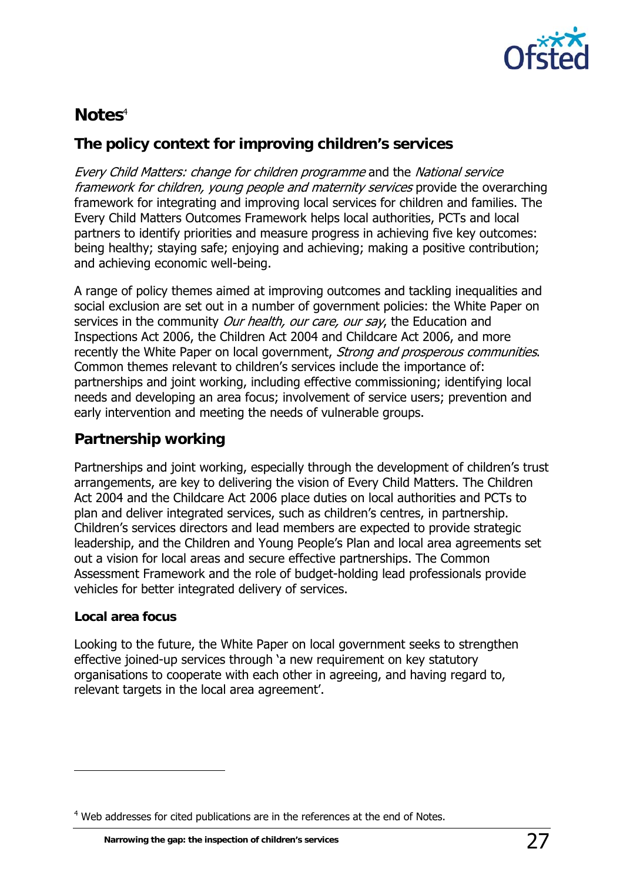## Notes[4]

### The policy context for improving children's services

*Every Child Matters: change for children programme* and the *National service framework for children, young people and maternity services* provide the overarching framework for integrating and improving local services for children and families. The Every Child Matters Outcomes Framework helps local authorities, PCTs and local partners to identify priorities and measure progress in achieving five key outcomes: being healthy; staying safe; enjoying and achieving; making a positive contribution; and achieving economic well-being.

A range of policy themes aimed at improving outcomes and tackling inequalities and social exclusion are set out in a number of government policies: the White Paper on services in the community *Our health, our care, our say*, the Education and Inspections Act 2006, the Children Act 2004 and Childcare Act 2006, and more recently the White Paper on local government, *Strong and prosperous communities*. Common themes relevant to children's services include the importance of: partnerships and joint working, including effective commissioning; identifying local needs and developing an area focus; involvement of service users; prevention and early intervention and meeting the needs of vulnerable groups.

### Partnership working

Partnerships and joint working, especially through the development of children's trust arrangements, are key to delivering the vision of Every Child Matters. The Children Act 2004 and the Childcare Act 2006 place duties on local authorities and PCTs to plan and deliver integrated services, such as children's centres, in partnership. Children's services directors and lead members are expected to provide strategic leadership, and the Children and Young People's Plan and local area agreements set out a vision for local areas and secure effective partnerships. The Common Assessment Framework and the role of budget-holding lead professionals provide vehicles for better integrated delivery of services.

#### Local area focus

Looking to the future, the White Paper on local government seeks to strengthen effective joined-up services through 'a new requirement on key statutory organisations to cooperate with each other in agreeing, and having regard to, relevant targets in the local area agreement'.

---

[4] Web addresses for cited publications are in the references at the end of Notes.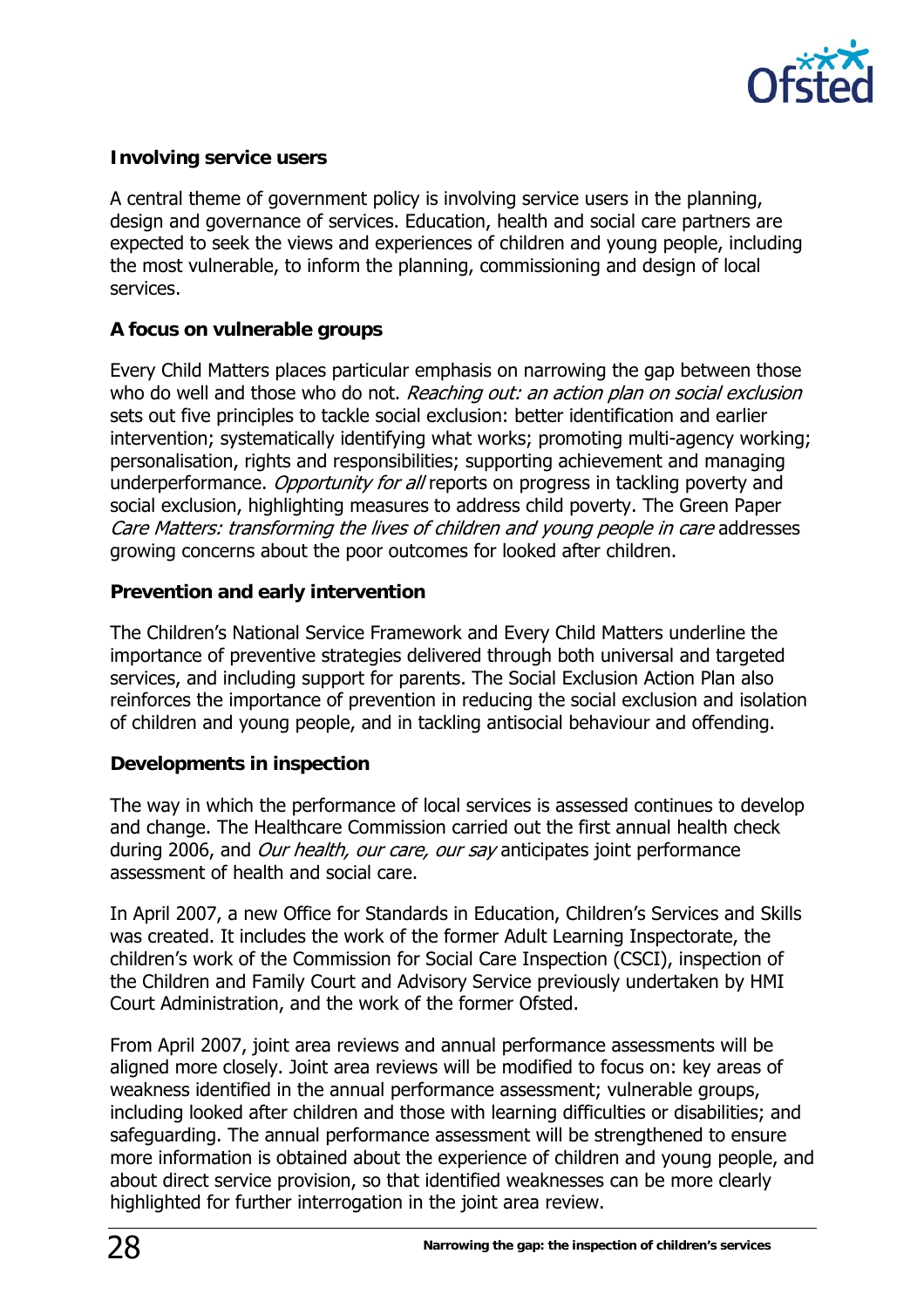**Involving service users**

A central theme of government policy is involving service users in the planning, design and governance of services. Education, health and social care partners are expected to seek the views and experiences of children and young people, including the most vulnerable, to inform the planning, commissioning and design of local services.

**A focus on vulnerable groups**

Every Child Matters places particular emphasis on narrowing the gap between those who do well and those who do not. *Reaching out: an action plan on social exclusion* sets out five principles to tackle social exclusion: better identification and earlier intervention; systematically identifying what works; promoting multi-agency working; personalisation, rights and responsibilities; supporting achievement and managing underperformance. *Opportunity for all* reports on progress in tackling poverty and social exclusion, highlighting measures to address child poverty. The Green Paper *Care Matters: transforming the lives of children and young people in care* addresses growing concerns about the poor outcomes for looked after children.

**Prevention and early intervention**

The Children's National Service Framework and Every Child Matters underline the importance of preventive strategies delivered through both universal and targeted services, and including support for parents. The Social Exclusion Action Plan also reinforces the importance of prevention in reducing the social exclusion and isolation of children and young people, and in tackling antisocial behaviour and offending.

**Developments in inspection**

The way in which the performance of local services is assessed continues to develop and change. The Healthcare Commission carried out the first annual health check during 2006, and *Our health, our care, our say* anticipates joint performance assessment of health and social care.

In April 2007, a new Office for Standards in Education, Children's Services and Skills was created. It includes the work of the former Adult Learning Inspectorate, the children's work of the Commission for Social Care Inspection (CSCI), inspection of the Children and Family Court and Advisory Service previously undertaken by HMI Court Administration, and the work of the former Ofsted.

From April 2007, joint area reviews and annual performance assessments will be aligned more closely. Joint area reviews will be modified to focus on: key areas of weakness identified in the annual performance assessment; vulnerable groups, including looked after children and those with learning difficulties or disabilities; and safeguarding. The annual performance assessment will be strengthened to ensure more information is obtained about the experience of children and young people, and about direct service provision, so that identified weaknesses can be more clearly highlighted for further interrogation in the joint area review.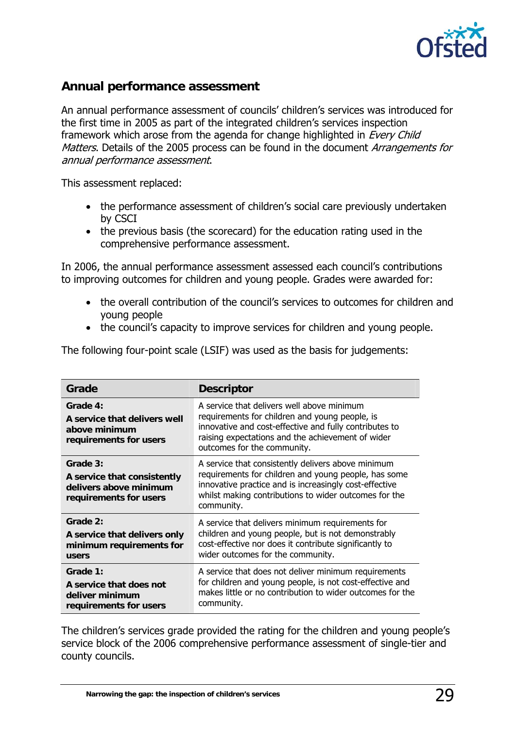## Annual performance assessment

An annual performance assessment of councils' children's services was introduced for the first time in 2005 as part of the integrated children's services inspection framework which arose from the agenda for change highlighted in *Every Child Matters*. Details of the 2005 process can be found in the document *Arrangements for annual performance assessment*.

This assessment replaced:

- the performance assessment of children's social care previously undertaken by CSCI
- the previous basis (the scorecard) for the education rating used in the comprehensive performance assessment.

In 2006, the annual performance assessment assessed each council's contributions to improving outcomes for children and young people. Grades were awarded for:

- the overall contribution of the council's services to outcomes for children and young people
- the council's capacity to improve services for children and young people.

The following four-point scale (LSIF) was used as the basis for judgements:

| Grade | Descriptor |
|---|---|
| **Grade 4:** **A service that delivers well above minimum requirements for users** | A service that delivers well above minimum requirements for children and young people, is innovative and cost-effective and fully contributes to raising expectations and the achievement of wider outcomes for the community. |
| **Grade 3:** **A service that consistently delivers above minimum requirements for users** | A service that consistently delivers above minimum requirements for children and young people, has some innovative practice and is increasingly cost-effective whilst making contributions to wider outcomes for the community. |
| **Grade 2:** **A service that delivers only minimum requirements for users** | A service that delivers minimum requirements for children and young people, but is not demonstrably cost-effective nor does it contribute significantly to wider outcomes for the community. |
| **Grade 1:** **A service that does not deliver minimum requirements for users** | A service that does not deliver minimum requirements for children and young people, is not cost-effective and makes little or no contribution to wider outcomes for the community. |

The children's services grade provided the rating for the children and young people's service block of the 2006 comprehensive performance assessment of single-tier and county councils.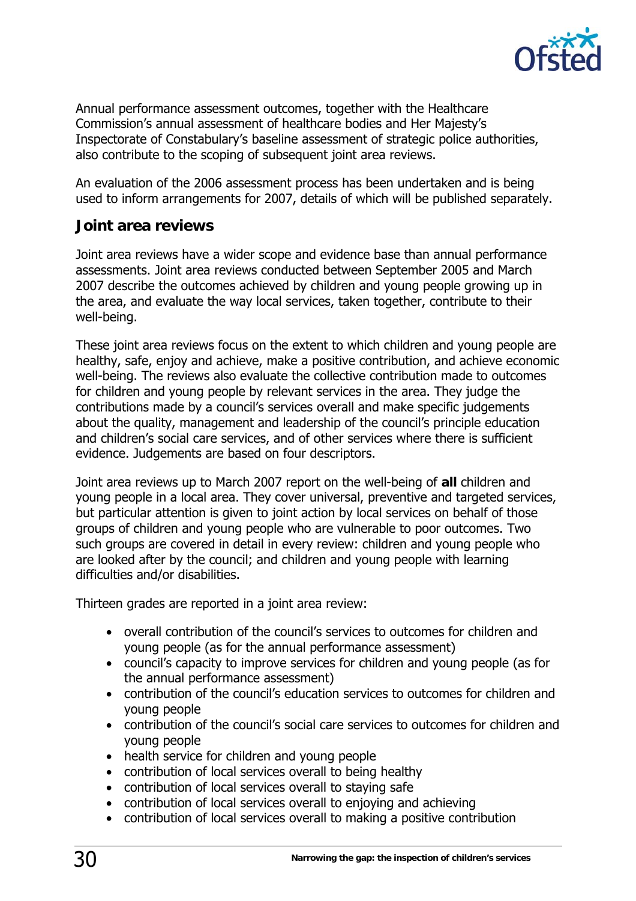Annual performance assessment outcomes, together with the Healthcare Commission's annual assessment of healthcare bodies and Her Majesty's Inspectorate of Constabulary's baseline assessment of strategic police authorities, also contribute to the scoping of subsequent joint area reviews.

An evaluation of the 2006 assessment process has been undertaken and is being used to inform arrangements for 2007, details of which will be published separately.

## Joint area reviews

Joint area reviews have a wider scope and evidence base than annual performance assessments. Joint area reviews conducted between September 2005 and March 2007 describe the outcomes achieved by children and young people growing up in the area, and evaluate the way local services, taken together, contribute to their well-being.

These joint area reviews focus on the extent to which children and young people are healthy, safe, enjoy and achieve, make a positive contribution, and achieve economic well-being. The reviews also evaluate the collective contribution made to outcomes for children and young people by relevant services in the area. They judge the contributions made by a council's services overall and make specific judgements about the quality, management and leadership of the council's principle education and children's social care services, and of other services where there is sufficient evidence. Judgements are based on four descriptors.

Joint area reviews up to March 2007 report on the well-being of **all** children and young people in a local area. They cover universal, preventive and targeted services, but particular attention is given to joint action by local services on behalf of those groups of children and young people who are vulnerable to poor outcomes. Two such groups are covered in detail in every review: children and young people who are looked after by the council; and children and young people with learning difficulties and/or disabilities.

Thirteen grades are reported in a joint area review:

- overall contribution of the council's services to outcomes for children and young people (as for the annual performance assessment)
- council's capacity to improve services for children and young people (as for the annual performance assessment)
- contribution of the council's education services to outcomes for children and young people
- contribution of the council's social care services to outcomes for children and young people
- health service for children and young people
- contribution of local services overall to being healthy
- contribution of local services overall to staying safe
- contribution of local services overall to enjoying and achieving
- contribution of local services overall to making a positive contribution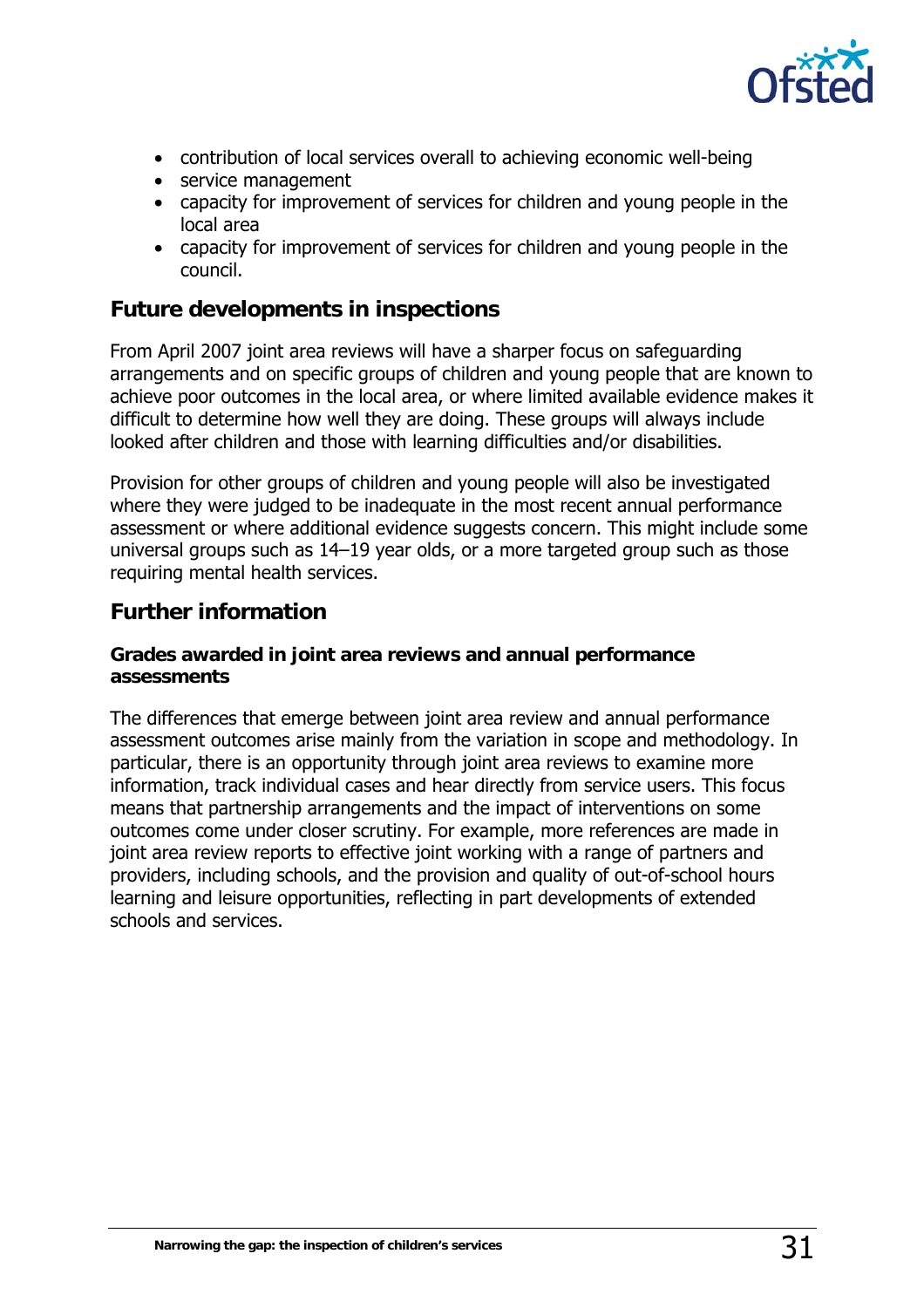- contribution of local services overall to achieving economic well-being
- service management
- capacity for improvement of services for children and young people in the local area
- capacity for improvement of services for children and young people in the council.

## Future developments in inspections

From April 2007 joint area reviews will have a sharper focus on safeguarding arrangements and on specific groups of children and young people that are known to achieve poor outcomes in the local area, or where limited available evidence makes it difficult to determine how well they are doing. These groups will always include looked after children and those with learning difficulties and/or disabilities.

Provision for other groups of children and young people will also be investigated where they were judged to be inadequate in the most recent annual performance assessment or where additional evidence suggests concern. This might include some universal groups such as 14–19 year olds, or a more targeted group such as those requiring mental health services.

## Further information

### Grades awarded in joint area reviews and annual performance assessments

The differences that emerge between joint area review and annual performance assessment outcomes arise mainly from the variation in scope and methodology. In particular, there is an opportunity through joint area reviews to examine more information, track individual cases and hear directly from service users. This focus means that partnership arrangements and the impact of interventions on some outcomes come under closer scrutiny. For example, more references are made in joint area review reports to effective joint working with a range of partners and providers, including schools, and the provision and quality of out-of-school hours learning and leisure opportunities, reflecting in part developments of extended schools and services.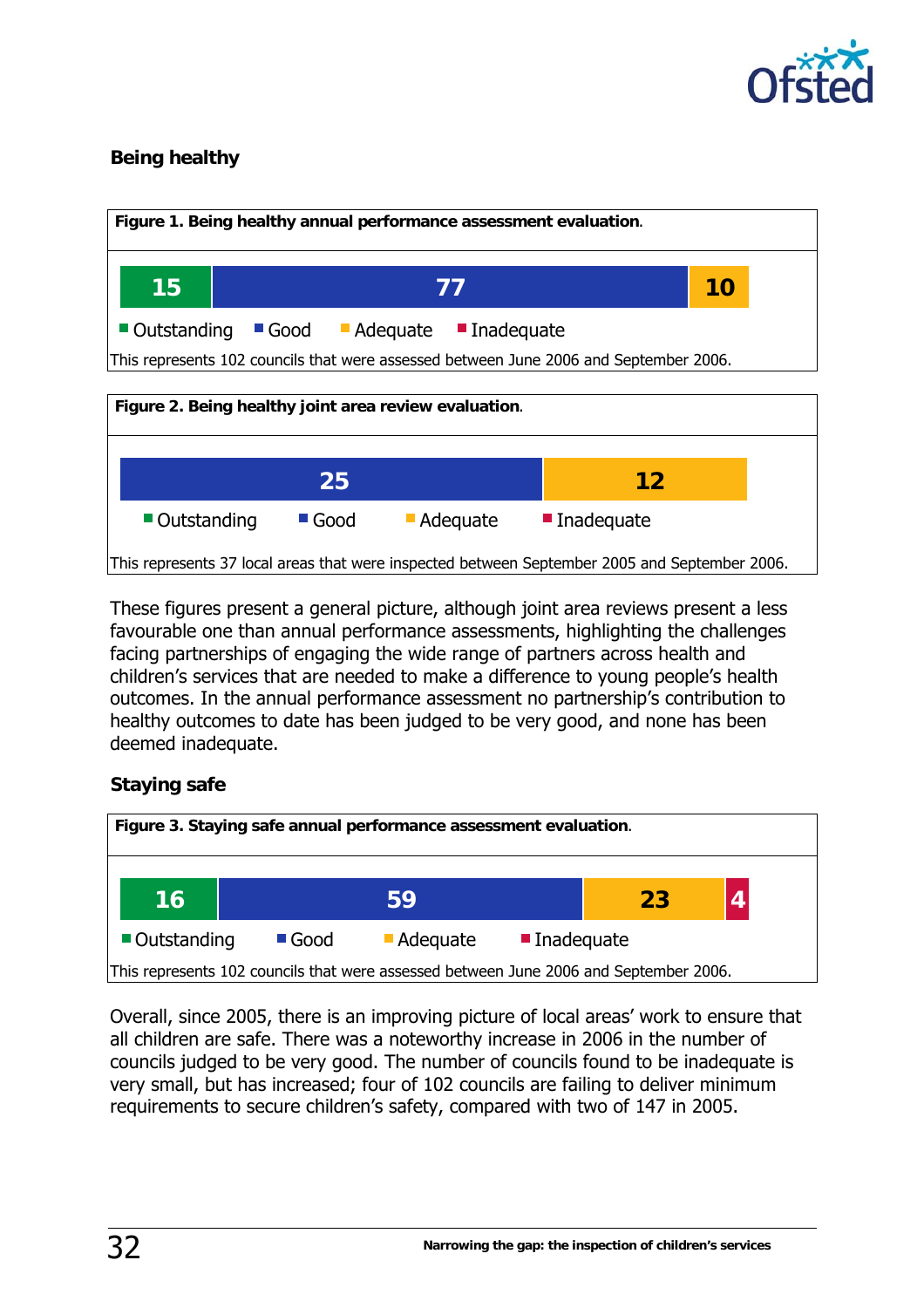## Being healthy

**Figure 1. Being healthy annual performance assessment evaluation.**

15 77 10

Outstanding Good Adequate Inadequate

This represents 102 councils that were assessed between June 2006 and September 2006.

**Figure 2. Being healthy joint area review evaluation.**

25 12

Outstanding Good Adequate Inadequate

This represents 37 local areas that were inspected between September 2005 and September 2006.

These figures present a general picture, although joint area reviews present a less favourable one than annual performance assessments, highlighting the challenges facing partnerships of engaging the wide range of partners across health and children's services that are needed to make a difference to young people's health outcomes. In the annual performance assessment no partnership's contribution to healthy outcomes to date has been judged to be very good, and none has been deemed inadequate.

## Staying safe

**Figure 3. Staying safe annual performance assessment evaluation.**

16 59 23 4

Outstanding Good Adequate Inadequate

This represents 102 councils that were assessed between June 2006 and September 2006.

Overall, since 2005, there is an improving picture of local areas' work to ensure that all children are safe. There was a noteworthy increase in 2006 in the number of councils judged to be very good. The number of councils found to be inadequate is very small, but has increased; four of 102 councils are failing to deliver minimum requirements to secure children's safety, compared with two of 147 in 2005.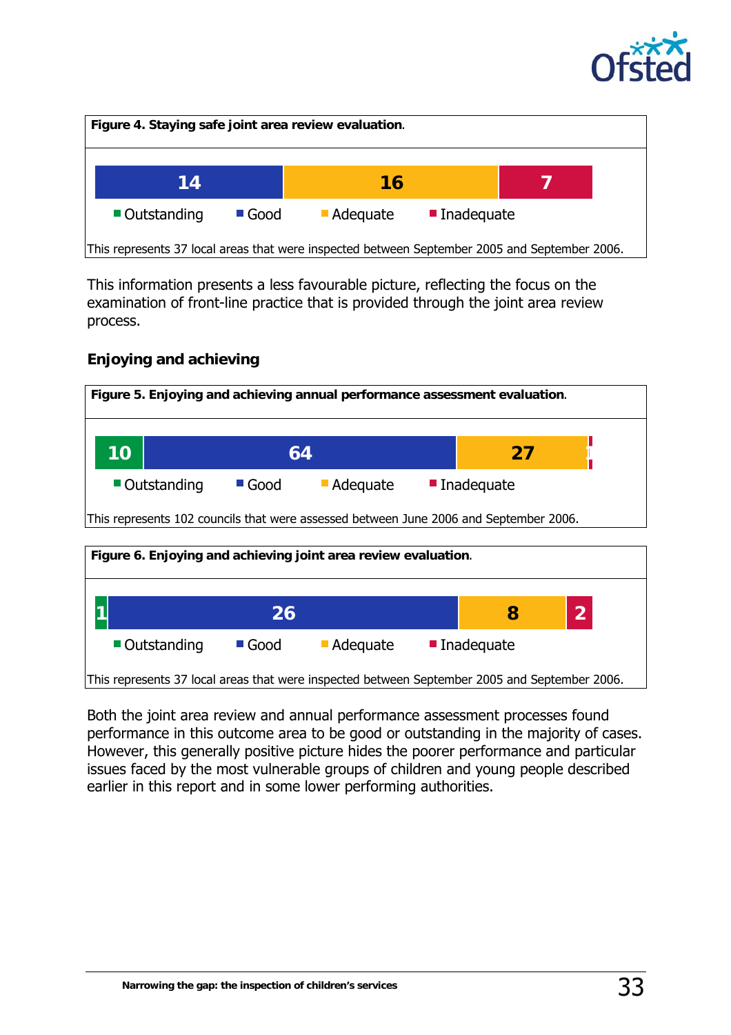**Figure 4. Staying safe joint area review evaluation.**

14 16 7

Outstanding Good Adequate Inadequate

This represents 37 local areas that were inspected between September 2005 and September 2006.

This information presents a less favourable picture, reflecting the focus on the examination of front-line practice that is provided through the joint area review process.

### Enjoying and achieving

**Figure 5. Enjoying and achieving annual performance assessment evaluation.**

10 64 27 1

Outstanding Good Adequate Inadequate

This represents 102 councils that were assessed between June 2006 and September 2006.

**Figure 6. Enjoying and achieving joint area review evaluation.**

1 26 8 2

Outstanding Good Adequate Inadequate

This represents 37 local areas that were inspected between September 2005 and September 2006.

Both the joint area review and annual performance assessment processes found performance in this outcome area to be good or outstanding in the majority of cases. However, this generally positive picture hides the poorer performance and particular issues faced by the most vulnerable groups of children and young people described earlier in this report and in some lower performing authorities.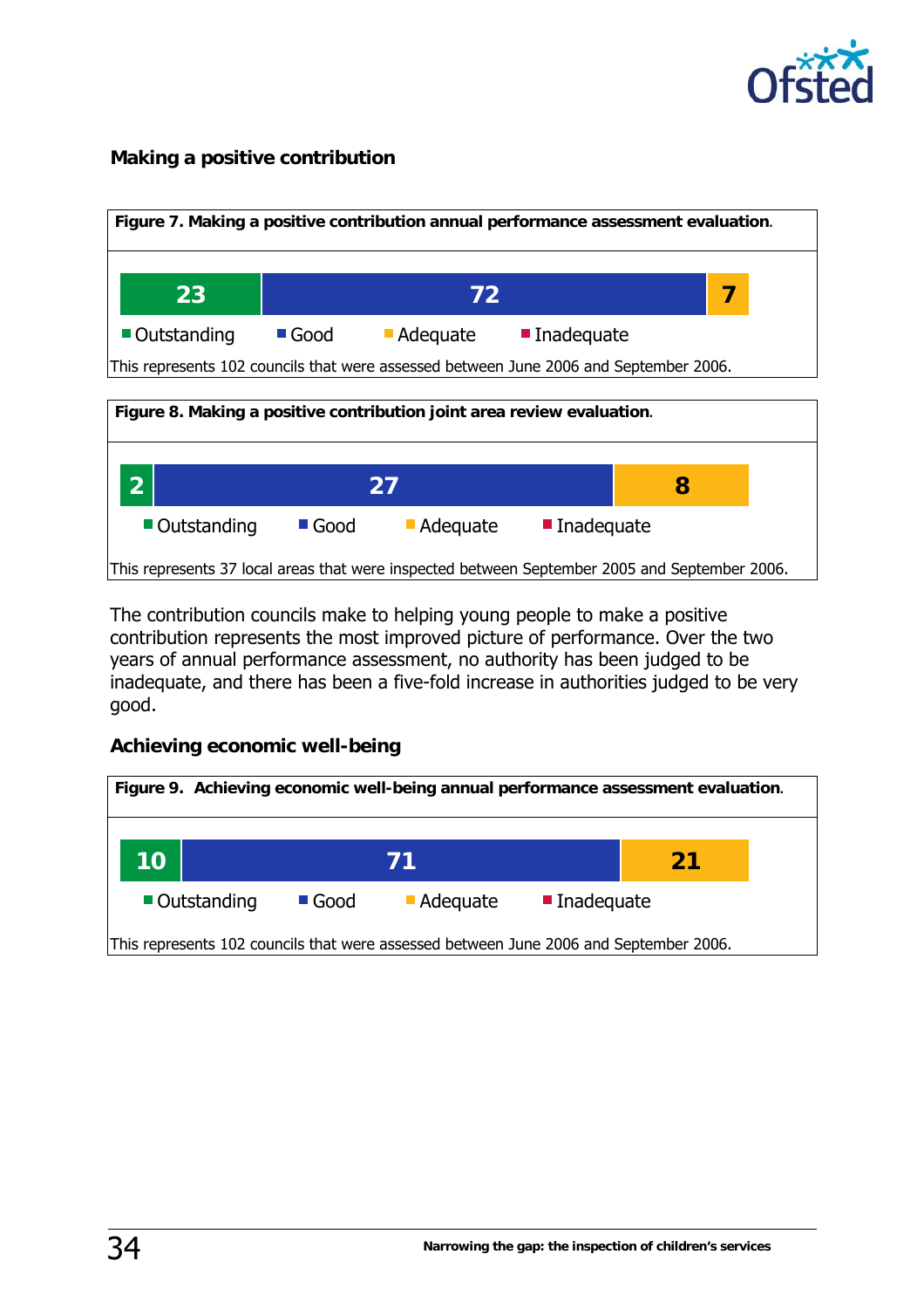## Making a positive contribution

**Figure 7. Making a positive contribution annual performance assessment evaluation**.

23
72
7

Outstanding  Good  Adequate  Inadequate

This represents 102 councils that were assessed between June 2006 and September 2006.

**Figure 8. Making a positive contribution joint area review evaluation**.

2
27
8

Outstanding  Good  Adequate  Inadequate

This represents 37 local areas that were inspected between September 2005 and September 2006.

The contribution councils make to helping young people to make a positive contribution represents the most improved picture of performance. Over the two years of annual performance assessment, no authority has been judged to be inadequate, and there has been a five-fold increase in authorities judged to be very good.

## Achieving economic well-being

**Figure 9. Achieving economic well-being annual performance assessment evaluation**.

10
71
21

Outstanding  Good  Adequate  Inadequate

This represents 102 councils that were assessed between June 2006 and September 2006.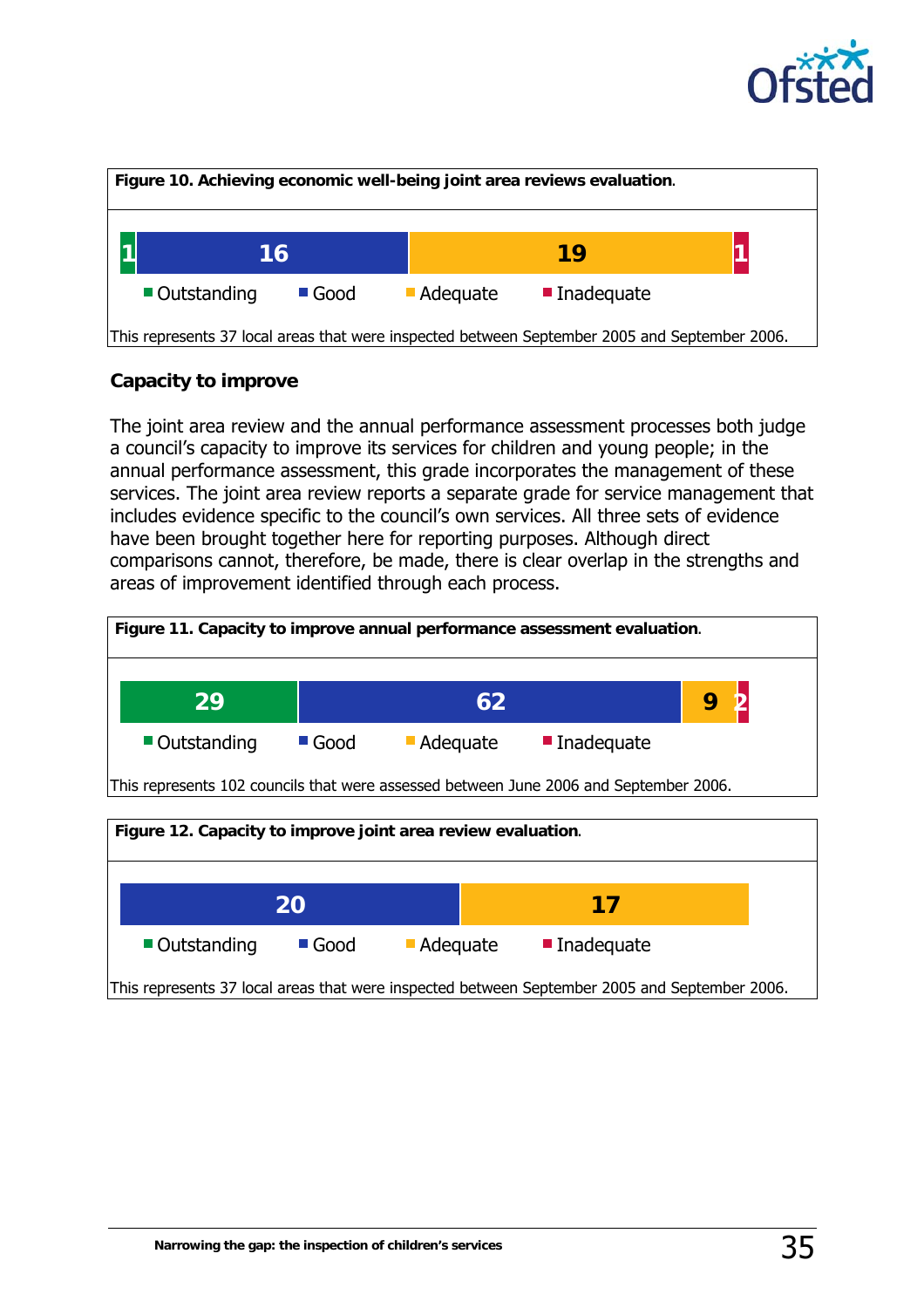**Figure 10. Achieving economic well-being joint area reviews evaluation.**

1 16 19 1

Outstanding Good Adequate Inadequate

This represents 37 local areas that were inspected between September 2005 and September 2006.

### Capacity to improve

The joint area review and the annual performance assessment processes both judge a council's capacity to improve its services for children and young people; in the annual performance assessment, this grade incorporates the management of these services. The joint area review reports a separate grade for service management that includes evidence specific to the council's own services. All three sets of evidence have been brought together here for reporting purposes. Although direct comparisons cannot, therefore, be made, there is clear overlap in the strengths and areas of improvement identified through each process.

**Figure 11. Capacity to improve annual performance assessment evaluation.**

29 62 9 2

Outstanding Good Adequate Inadequate

This represents 102 councils that were assessed between June 2006 and September 2006.

**Figure 12. Capacity to improve joint area review evaluation.**

20 17

Outstanding Good Adequate Inadequate

This represents 37 local areas that were inspected between September 2005 and September 2006.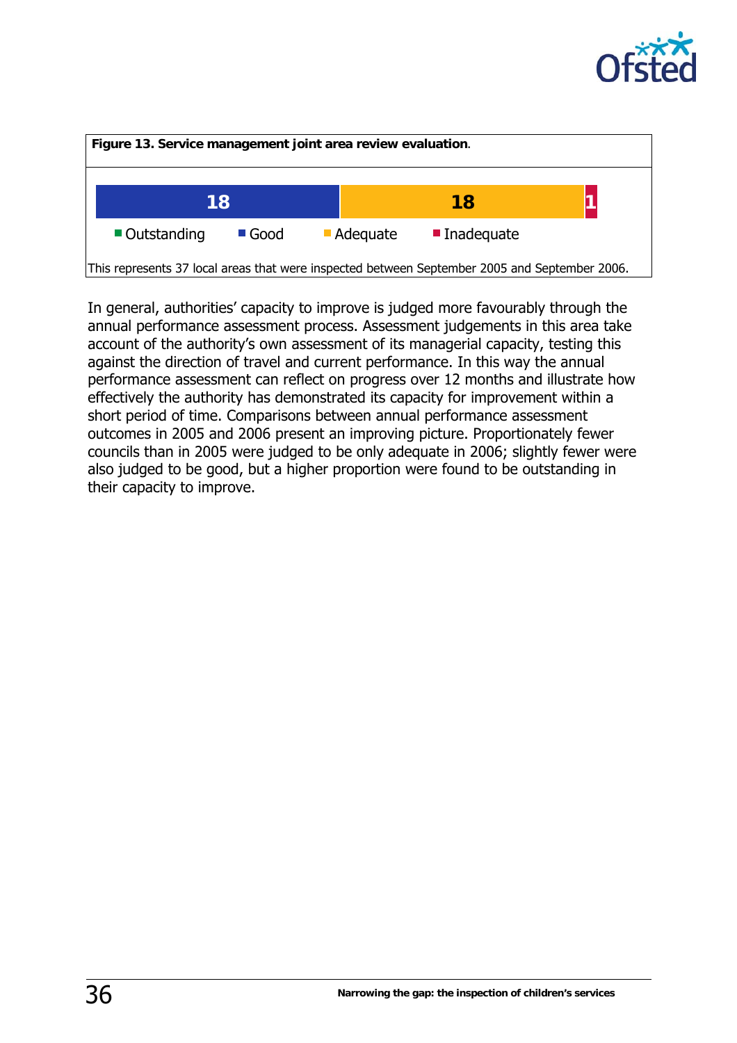**Figure 13. Service management joint area review evaluation**.

18
18
1

Outstanding
Good
Adequate
Inadequate

This represents 37 local areas that were inspected between September 2005 and September 2006.

In general, authorities' capacity to improve is judged more favourably through the annual performance assessment process. Assessment judgements in this area take account of the authority's own assessment of its managerial capacity, testing this against the direction of travel and current performance. In this way the annual performance assessment can reflect on progress over 12 months and illustrate how effectively the authority has demonstrated its capacity for improvement within a short period of time. Comparisons between annual performance assessment outcomes in 2005 and 2006 present an improving picture. Proportionately fewer councils than in 2005 were judged to be only adequate in 2006; slightly fewer were also judged to be good, but a higher proportion were found to be outstanding in their capacity to improve.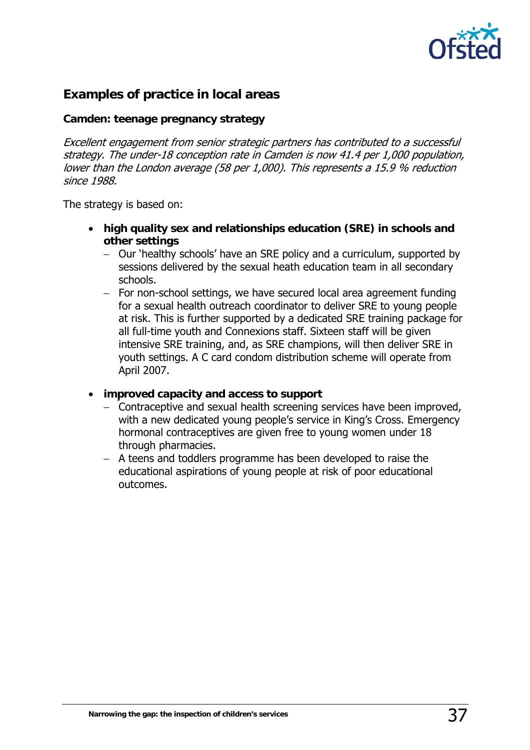## Examples of practice in local areas

### Camden: teenage pregnancy strategy

*Excellent engagement from senior strategic partners has contributed to a successful strategy. The under-18 conception rate in Camden is now 41.4 per 1,000 population, lower than the London average (58 per 1,000). This represents a 15.9 % reduction since 1988.*

The strategy is based on:

- **high quality sex and relationships education (SRE) in schools and other settings**
  - Our 'healthy schools' have an SRE policy and a curriculum, supported by sessions delivered by the sexual heath education team in all secondary schools.
  - For non-school settings, we have secured local area agreement funding for a sexual health outreach coordinator to deliver SRE to young people at risk. This is further supported by a dedicated SRE training package for all full-time youth and Connexions staff. Sixteen staff will be given intensive SRE training, and, as SRE champions, will then deliver SRE in youth settings. A C card condom distribution scheme will operate from April 2007.
- **improved capacity and access to support**
  - Contraceptive and sexual health screening services have been improved, with a new dedicated young people's service in King's Cross. Emergency hormonal contraceptives are given free to young women under 18 through pharmacies.
  - A teens and toddlers programme has been developed to raise the educational aspirations of young people at risk of poor educational outcomes.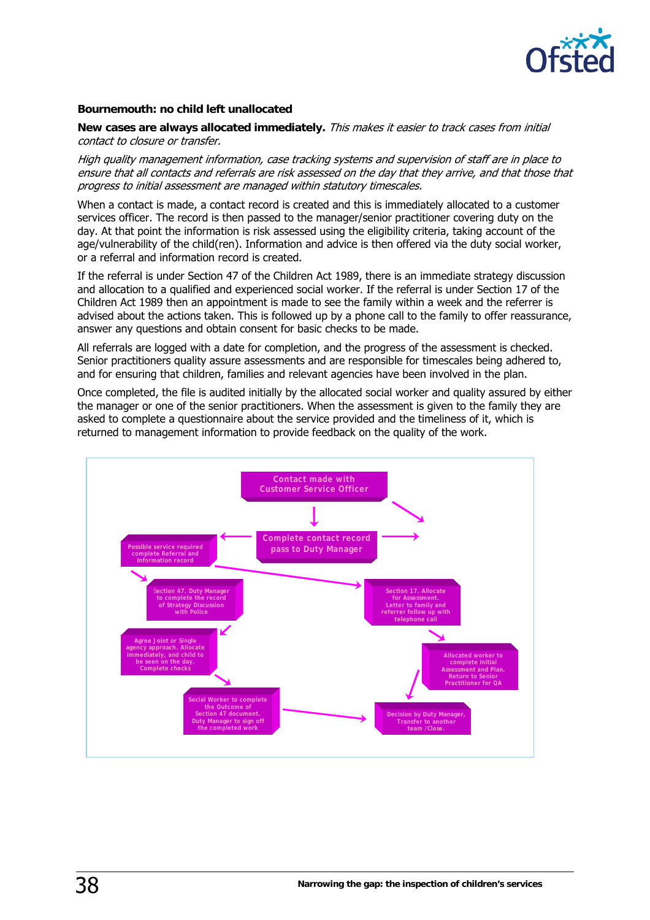**Bournemouth: no child left unallocated**

**New cases are always allocated immediately.** *This makes it easier to track cases from initial contact to closure or transfer.*

*High quality management information, case tracking systems and supervision of staff are in place to ensure that all contacts and referrals are risk assessed on the day that they arrive, and that those that progress to initial assessment are managed within statutory timescales.*

When a contact is made, a contact record is created and this is immediately allocated to a customer services officer. The record is then passed to the manager/senior practitioner covering duty on the day. At that point the information is risk assessed using the eligibility criteria, taking account of the age/vulnerability of the child(ren). Information and advice is then offered via the duty social worker, or a referral and information record is created.

If the referral is under Section 47 of the Children Act 1989, there is an immediate strategy discussion and allocation to a qualified and experienced social worker. If the referral is under Section 17 of the Children Act 1989 then an appointment is made to see the family within a week and the referrer is advised about the actions taken. This is followed up by a phone call to the family to offer reassurance, answer any questions and obtain consent for basic checks to be made.

All referrals are logged with a date for completion, and the progress of the assessment is checked. Senior practitioners quality assure assessments and are responsible for timescales being adhered to, and for ensuring that children, families and relevant agencies have been involved in the plan.

Once completed, the file is audited initially by the allocated social worker and quality assured by either the manager or one of the senior practitioners. When the assessment is given to the family they are asked to complete a questionnaire about the service provided and the timeliness of it, which is returned to management information to provide feedback on the quality of the work.

Contact made with Customer Service Officer

Complete contact record pass to Duty Manager

Possible service required complete Referral and Information record

Section 47. Duty Manager to complete the record of Strategy Discussion with Police

Section 17. Allocate for Assessment. Letter to family and referrer follow up with telephone call

Agree Joint or Single agency approach. Allocate immediately, and child to be seen on the day. Complete checks

Allocated worker to complete Initial Assessment and Plan. Return to Senior Practitioner for QA

Social Worker to complete the Outcome of Section 47 document. Duty Manager to sign off the completed work

Decision by Duty Manager, Transfer to another team /Close.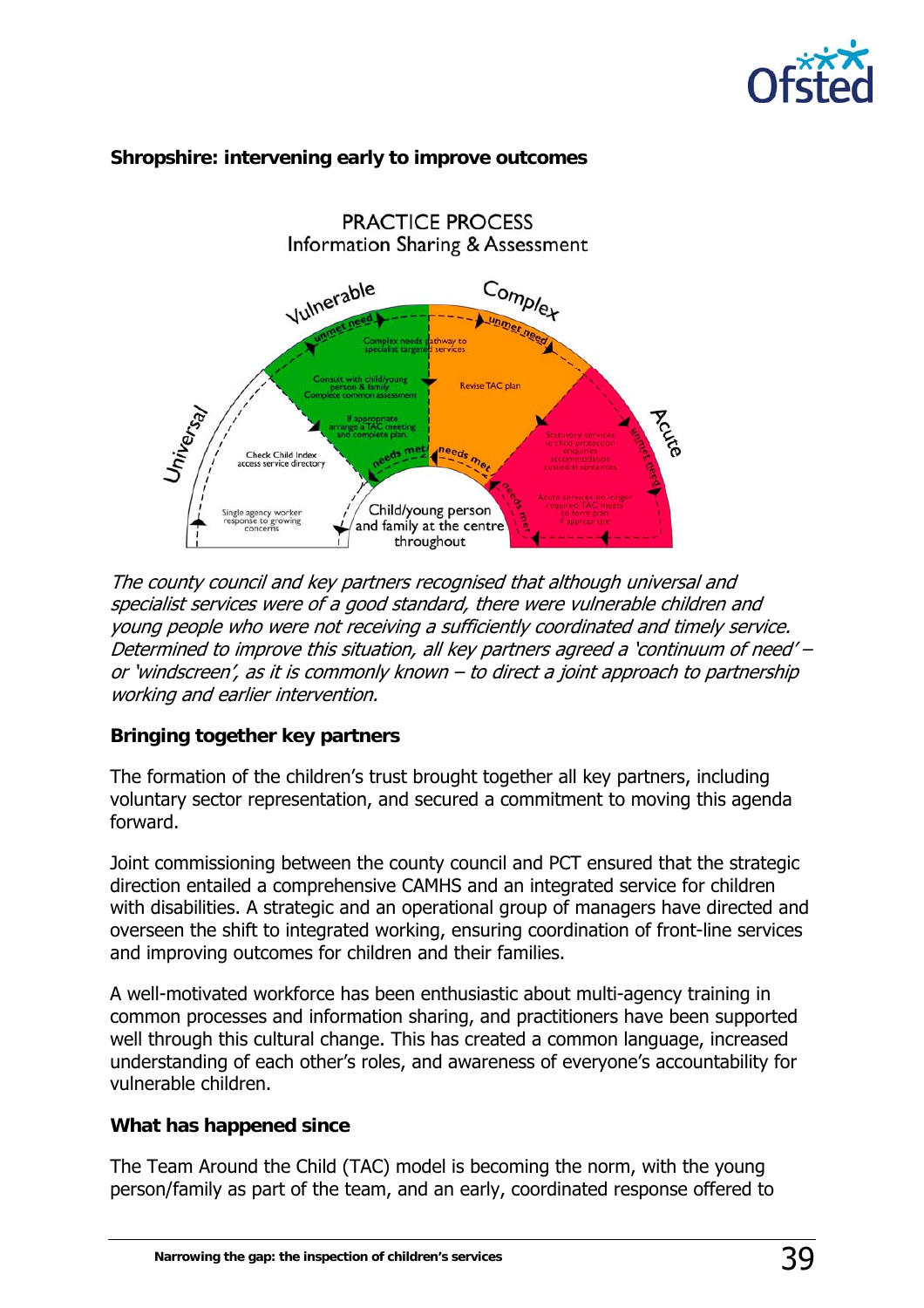**Shrophire: intervening early to improve outcomes**

PRACTICE PROCESS
Information Sharing & Assessment

Vulnerable
Complex
Universal
Acute

unmet need
Complex needs pathway to specialist targeted services
Consult with child/young person & family
Complete common assessment
If appropriate arrange a TAC meeting and complete plan.
needs met
Revise TAC plan
unmet need
needs met
Statutory services ie child protection enquiries accommodation custodial sentences
unmet need
Acute services no longer required. TAC meets to form plan if appropriate
needs met
Check Child Index
access service directory
Single agency worker response to growing concerns
Child/young person and family at the centre throughout

*The county council and key partners recognised that although universal and specialist services were of a good standard, there were vulnerable children and young people who were not receiving a sufficiently coordinated and timely service. Determined to improve this situation, all key partners agreed a 'continuum of need' – or 'windscreen', as it is commonly known – to direct a joint approach to partnership working and earlier intervention.*

**Bringing together key partners**

The formation of the children's trust brought together all key partners, including voluntary sector representation, and secured a commitment to moving this agenda forward.

Joint commissioning between the county council and PCT ensured that the strategic direction entailed a comprehensive CAMHS and an integrated service for children with disabilities. A strategic and an operational group of managers have directed and overseen the shift to integrated working, ensuring coordination of front-line services and improving outcomes for children and their families.

A well-motivated workforce has been enthusiastic about multi-agency training in common processes and information sharing, and practitioners have been supported well through this cultural change. This has created a common language, increased understanding of each other's roles, and awareness of everyone's accountability for vulnerable children.

**What has happened since**

The Team Around the Child (TAC) model is becoming the norm, with the young person/family as part of the team, and an early, coordinated response offered to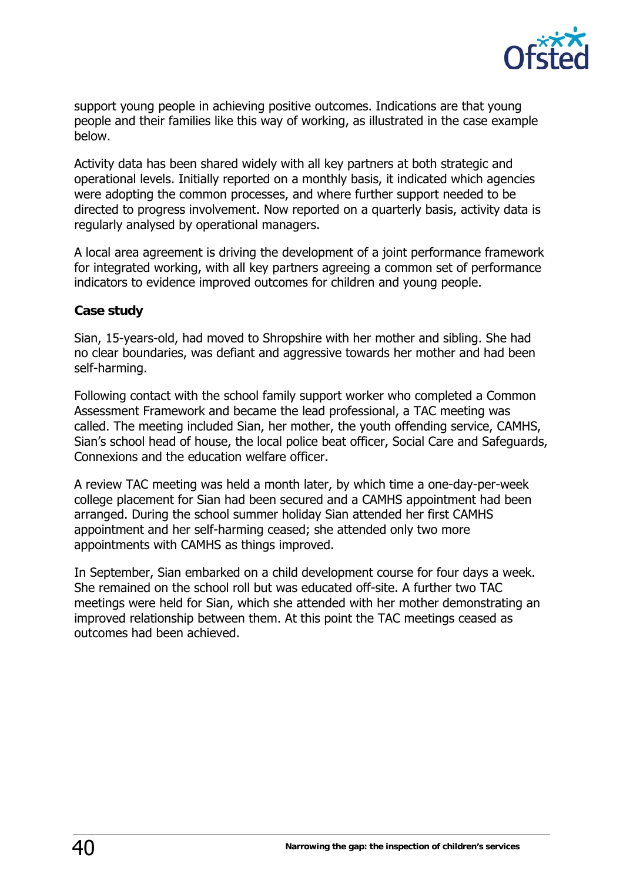support young people in achieving positive outcomes. Indications are that young people and their families like this way of working, as illustrated in the case example below.

Activity data has been shared widely with all key partners at both strategic and operational levels. Initially reported on a monthly basis, it indicated which agencies were adopting the common processes, and where further support needed to be directed to progress involvement. Now reported on a quarterly basis, activity data is regularly analysed by operational managers.

A local area agreement is driving the development of a joint performance framework for integrated working, with all key partners agreeing a common set of performance indicators to evidence improved outcomes for children and young people.

**Case study**

Sian, 15-years-old, had moved to Shropshire with her mother and sibling. She had no clear boundaries, was defiant and aggressive towards her mother and had been self-harming.

Following contact with the school family support worker who completed a Common Assessment Framework and became the lead professional, a TAC meeting was called. The meeting included Sian, her mother, the youth offending service, CAMHS, Sian's school head of house, the local police beat officer, Social Care and Safeguards, Connexions and the education welfare officer.

A review TAC meeting was held a month later, by which time a one-day-per-week college placement for Sian had been secured and a CAMHS appointment had been arranged. During the school summer holiday Sian attended her first CAMHS appointment and her self-harming ceased; she attended only two more appointments with CAMHS as things improved.

In September, Sian embarked on a child development course for four days a week. She remained on the school roll but was educated off-site. A further two TAC meetings were held for Sian, which she attended with her mother demonstrating an improved relationship between them. At this point the TAC meetings ceased as outcomes had been achieved.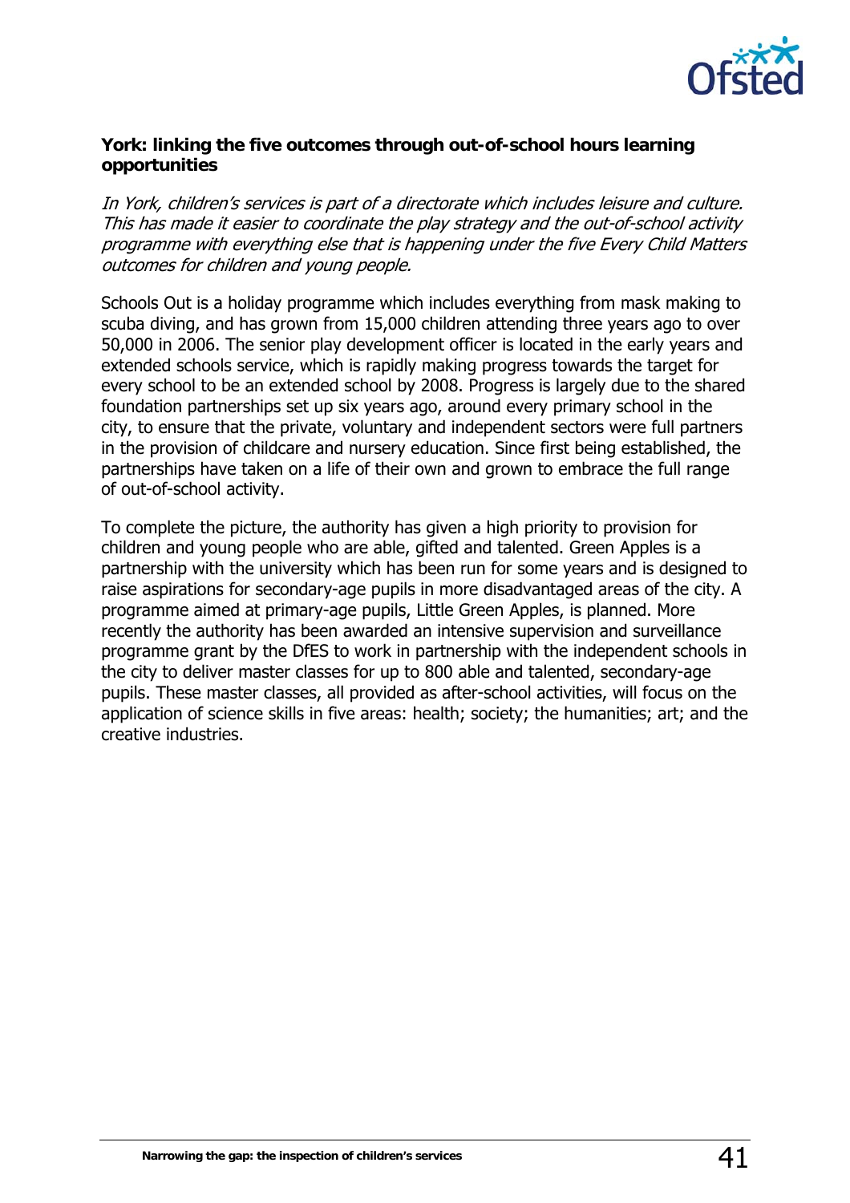**York: linking the five outcomes through out-of-school hours learning opportunities**

*In York, children's services is part of a directorate which includes leisure and culture. This has made it easier to coordinate the play strategy and the out-of-school activity programme with everything else that is happening under the five Every Child Matters outcomes for children and young people.*

Schools Out is a holiday programme which includes everything from mask making to scuba diving, and has grown from 15,000 children attending three years ago to over 50,000 in 2006. The senior play development officer is located in the early years and extended schools service, which is rapidly making progress towards the target for every school to be an extended school by 2008. Progress is largely due to the shared foundation partnerships set up six years ago, around every primary school in the city, to ensure that the private, voluntary and independent sectors were full partners in the provision of childcare and nursery education. Since first being established, the partnerships have taken on a life of their own and grown to embrace the full range of out-of-school activity.

To complete the picture, the authority has given a high priority to provision for children and young people who are able, gifted and talented. Green Apples is a partnership with the university which has been run for some years and is designed to raise aspirations for secondary-age pupils in more disadvantaged areas of the city. A programme aimed at primary-age pupils, Little Green Apples, is planned. More recently the authority has been awarded an intensive supervision and surveillance programme grant by the DfES to work in partnership with the independent schools in the city to deliver master classes for up to 800 able and talented, secondary-age pupils. These master classes, all provided as after-school activities, will focus on the application of science skills in five areas: health; society; the humanities; art; and the creative industries.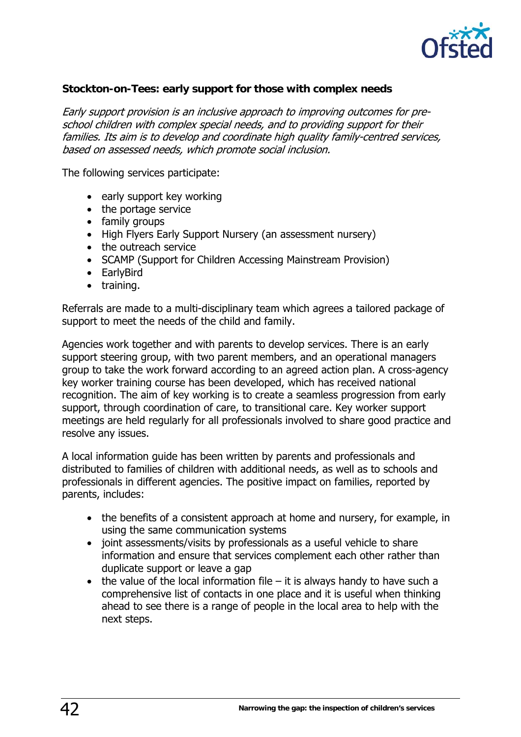**Stockton-on-Tees: early support for those with complex needs**

*Early support provision is an inclusive approach to improving outcomes for pre-school children with complex special needs, and to providing support for their families. Its aim is to develop and coordinate high quality family-centred services, based on assessed needs, which promote social inclusion.*

The following services participate:

- early support key working
- the portage service
- family groups
- High Flyers Early Support Nursery (an assessment nursery)
- the outreach service
- SCAMP (Support for Children Accessing Mainstream Provision)
- EarlyBird
- training.

Referrals are made to a multi-disciplinary team which agrees a tailored package of support to meet the needs of the child and family.

Agencies work together and with parents to develop services. There is an early support steering group, with two parent members, and an operational managers group to take the work forward according to an agreed action plan. A cross-agency key worker training course has been developed, which has received national recognition. The aim of key working is to create a seamless progression from early support, through coordination of care, to transitional care. Key worker support meetings are held regularly for all professionals involved to share good practice and resolve any issues.

A local information guide has been written by parents and professionals and distributed to families of children with additional needs, as well as to schools and professionals in different agencies. The positive impact on families, reported by parents, includes:

- the benefits of a consistent approach at home and nursery, for example, in using the same communication systems
- joint assessments/visits by professionals as a useful vehicle to share information and ensure that services complement each other rather than duplicate support or leave a gap
- the value of the local information file – it is always handy to have such a comprehensive list of contacts in one place and it is useful when thinking ahead to see there is a range of people in the local area to help with the next steps.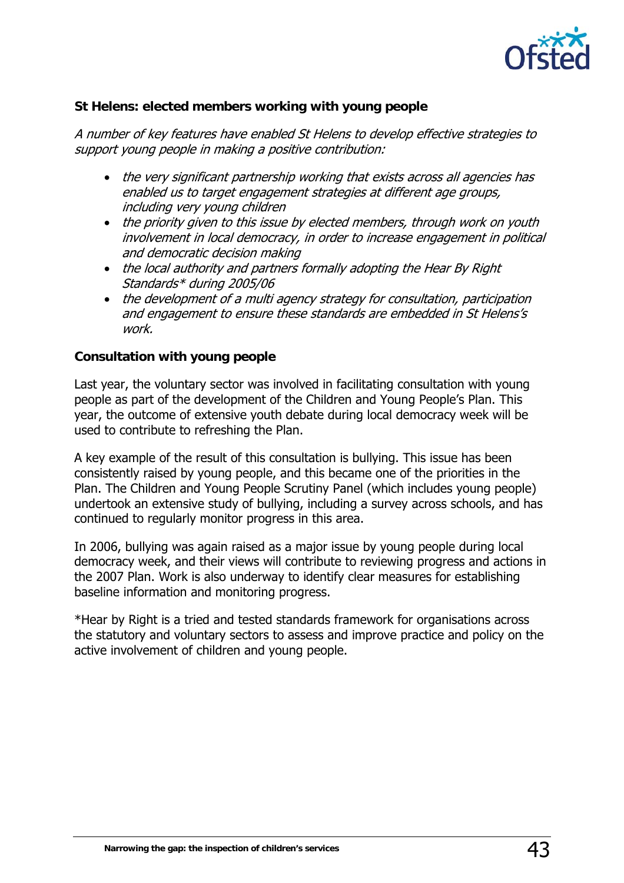**St Helens: elected members working with young people**

*A number of key features have enabled St Helens to develop effective strategies to support young people in making a positive contribution:*

- *the very significant partnership working that exists across all agencies has enabled us to target engagement strategies at different age groups, including very young children*
- *the priority given to this issue by elected members, through work on youth involvement in local democracy, in order to increase engagement in political and democratic decision making*
- *the local authority and partners formally adopting the Hear By Right Standards* during 2005/06*
- *the development of a multi agency strategy for consultation, participation and engagement to ensure these standards are embedded in St Helens's work.*

**Consultation with young people**

Last year, the voluntary sector was involved in facilitating consultation with young people as part of the development of the Children and Young People's Plan. This year, the outcome of extensive youth debate during local democracy week will be used to contribute to refreshing the Plan.

A key example of the result of this consultation is bullying. This issue has been consistently raised by young people, and this became one of the priorities in the Plan. The Children and Young People Scrutiny Panel (which includes young people) undertook an extensive study of bullying, including a survey across schools, and has continued to regularly monitor progress in this area.

In 2006, bullying was again raised as a major issue by young people during local democracy week, and their views will contribute to reviewing progress and actions in the 2007 Plan. Work is also underway to identify clear measures for establishing baseline information and monitoring progress.

*Hear by Right is a tried and tested standards framework for organisations across the statutory and voluntary sectors to assess and improve practice and policy on the active involvement of children and young people.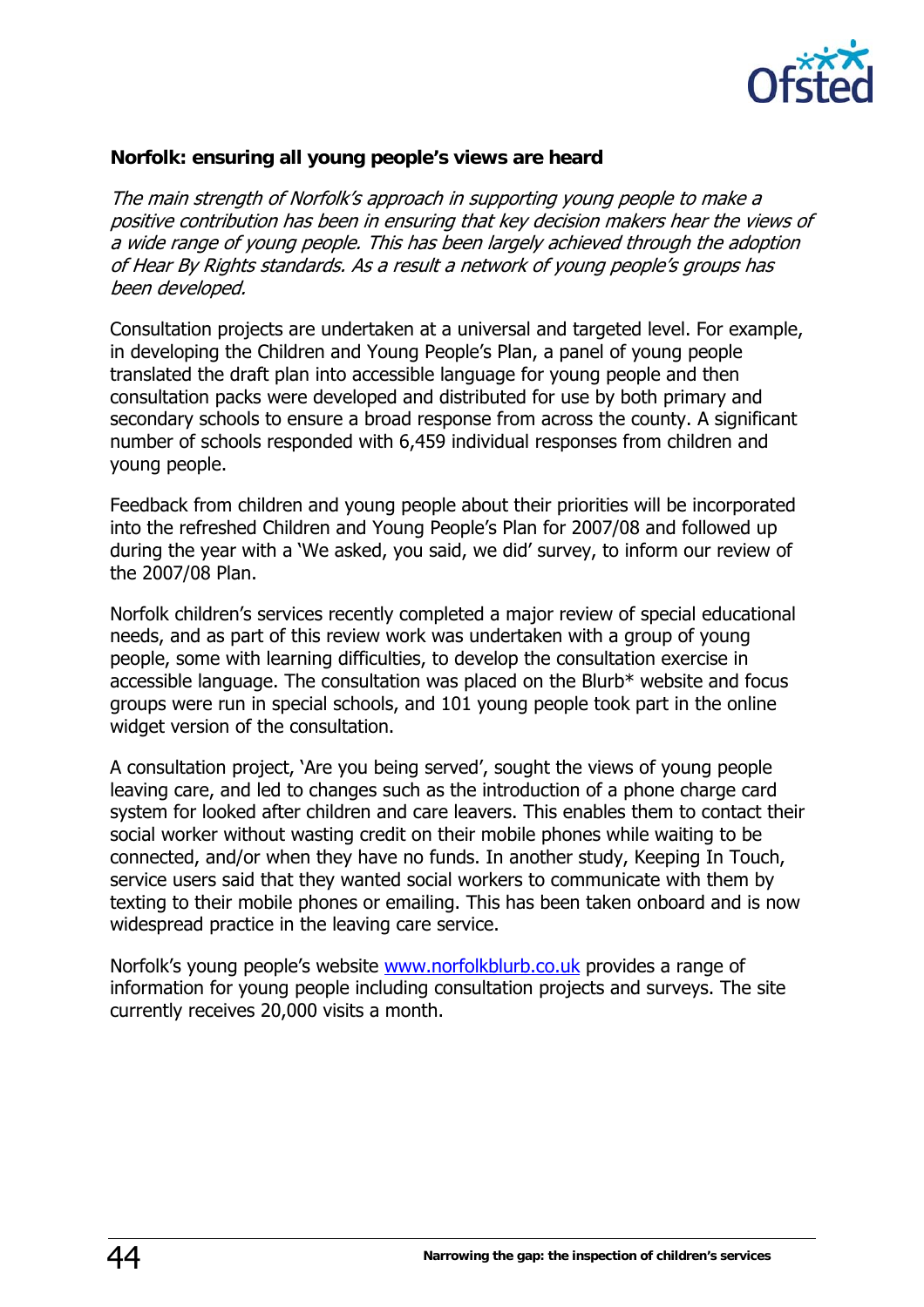**Norfolk: ensuring all young people's views are heard**

*The main strength of Norfolk's approach in supporting young people to make a positive contribution has been in ensuring that key decision makers hear the views of a wide range of young people. This has been largely achieved through the adoption of Hear By Rights standards. As a result a network of young people's groups has been developed.*

Consultation projects are undertaken at a universal and targeted level. For example, in developing the Children and Young People's Plan, a panel of young people translated the draft plan into accessible language for young people and then consultation packs were developed and distributed for use by both primary and secondary schools to ensure a broad response from across the county. A significant number of schools responded with 6,459 individual responses from children and young people.

Feedback from children and young people about their priorities will be incorporated into the refreshed Children and Young People's Plan for 2007/08 and followed up during the year with a 'We asked, you said, we did' survey, to inform our review of the 2007/08 Plan.

Norfolk children's services recently completed a major review of special educational needs, and as part of this review work was undertaken with a group of young people, some with learning difficulties, to develop the consultation exercise in accessible language. The consultation was placed on the Blurb* website and focus groups were run in special schools, and 101 young people took part in the online widget version of the consultation.

A consultation project, 'Are you being served', sought the views of young people leaving care, and led to changes such as the introduction of a phone charge card system for looked after children and care leavers. This enables them to contact their social worker without wasting credit on their mobile phones while waiting to be connected, and/or when they have no funds. In another study, Keeping In Touch, service users said that they wanted social workers to communicate with them by texting to their mobile phones or emailing. This has been taken onboard and is now widespread practice in the leaving care service.

Norfolk's young people's website [www.norfolkblurb.co.uk](http://www.norfolkblurb.co.uk) provides a range of information for young people including consultation projects and surveys. The site currently receives 20,000 visits a month.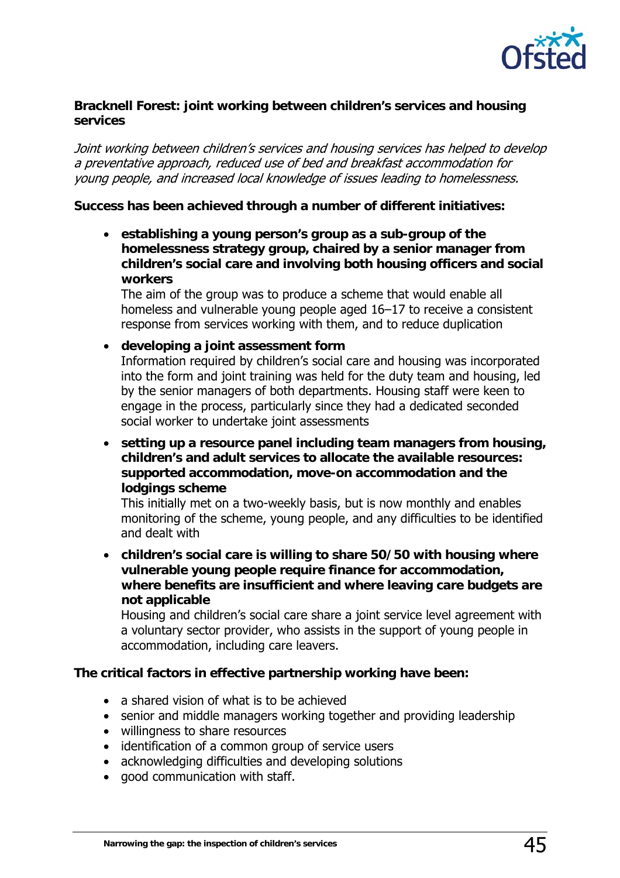**Bracknell Forest: joint working between children's services and housing services**

*Joint working between children's services and housing services has helped to develop a preventative approach, reduced use of bed and breakfast accommodation for young people, and increased local knowledge of issues leading to homelessness.*

**Success has been achieved through a number of different initiatives:**

- **establishing a young person's group as a sub-group of the homelessness strategy group, chaired by a senior manager from children's social care and involving both housing officers and social workers**
  The aim of the group was to produce a scheme that would enable all homeless and vulnerable young people aged 16–17 to receive a consistent response from services working with them, and to reduce duplication
- **developing a joint assessment form**
  Information required by children's social care and housing was incorporated into the form and joint training was held for the duty team and housing, led by the senior managers of both departments. Housing staff were keen to engage in the process, particularly since they had a dedicated seconded social worker to undertake joint assessments
- **setting up a resource panel including team managers from housing, children's and adult services to allocate the available resources: supported accommodation, move-on accommodation and the lodgings scheme**
  This initially met on a two-weekly basis, but is now monthly and enables monitoring of the scheme, young people, and any difficulties to be identified and dealt with
- **children's social care is willing to share 50/50 with housing where vulnerable young people require finance for accommodation, where benefits are insufficient and where leaving care budgets are not applicable**
  Housing and children's social care share a joint service level agreement with a voluntary sector provider, who assists in the support of young people in accommodation, including care leavers.

**The critical factors in effective partnership working have been:**

- a shared vision of what is to be achieved
- senior and middle managers working together and providing leadership
- willingness to share resources
- identification of a common group of service users
- acknowledging difficulties and developing solutions
- good communication with staff.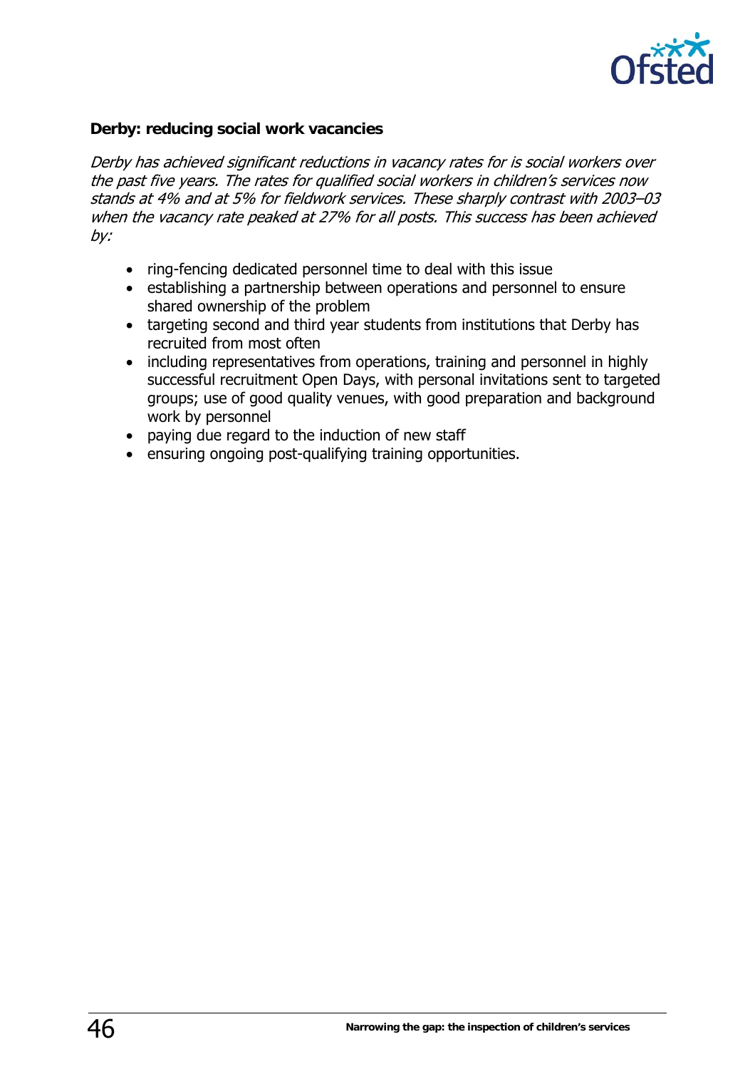**Derby: reducing social work vacancies**

*Derby has achieved significant reductions in vacancy rates for is social workers over the past five years. The rates for qualified social workers in children's services now stands at 4% and at 5% for fieldwork services. These sharply contrast with 2003–03 when the vacancy rate peaked at 27% for all posts. This success has been achieved by:*

- ring-fencing dedicated personnel time to deal with this issue
- establishing a partnership between operations and personnel to ensure shared ownership of the problem
- targeting second and third year students from institutions that Derby has recruited from most often
- including representatives from operations, training and personnel in highly successful recruitment Open Days, with personal invitations sent to targeted groups; use of good quality venues, with good preparation and background work by personnel
- paying due regard to the induction of new staff
- ensuring ongoing post-qualifying training opportunities.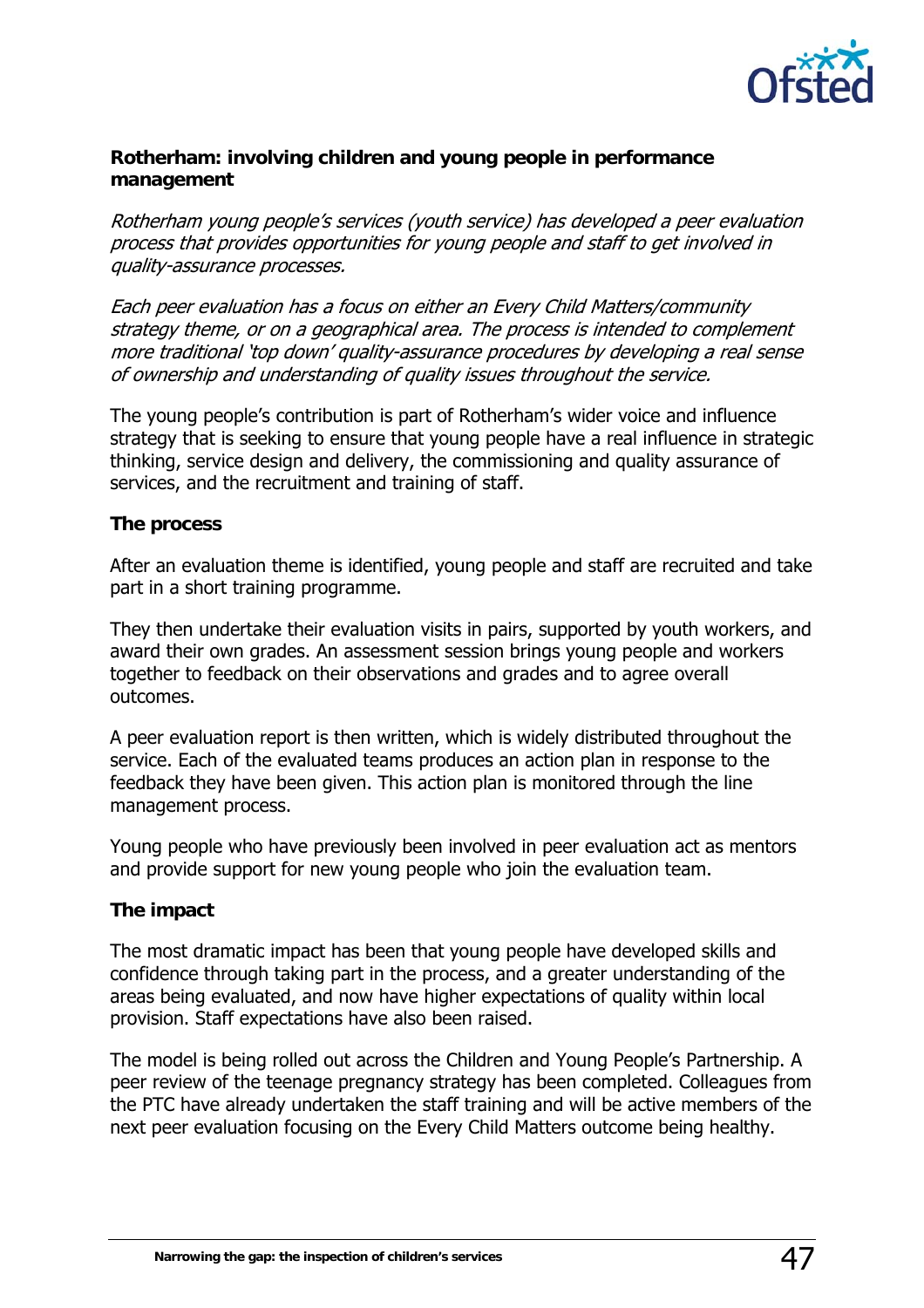**Rotherham: involving children and young people in performance management**

*Rotherham young people's services (youth service) has developed a peer evaluation process that provides opportunities for young people and staff to get involved in quality-assurance processes.*

*Each peer evaluation has a focus on either an Every Child Matters/community strategy theme, or on a geographical area. The process is intended to complement more traditional 'top down' quality-assurance procedures by developing a real sense of ownership and understanding of quality issues throughout the service.*

The young people's contribution is part of Rotherham's wider voice and influence strategy that is seeking to ensure that young people have a real influence in strategic thinking, service design and delivery, the commissioning and quality assurance of services, and the recruitment and training of staff.

**The process**

After an evaluation theme is identified, young people and staff are recruited and take part in a short training programme.

They then undertake their evaluation visits in pairs, supported by youth workers, and award their own grades. An assessment session brings young people and workers together to feedback on their observations and grades and to agree overall outcomes.

A peer evaluation report is then written, which is widely distributed throughout the service. Each of the evaluated teams produces an action plan in response to the feedback they have been given. This action plan is monitored through the line management process.

Young people who have previously been involved in peer evaluation act as mentors and provide support for new young people who join the evaluation team.

**The impact**

The most dramatic impact has been that young people have developed skills and confidence through taking part in the process, and a greater understanding of the areas being evaluated, and now have higher expectations of quality within local provision. Staff expectations have also been raised.

The model is being rolled out across the Children and Young People's Partnership. A peer review of the teenage pregnancy strategy has been completed. Colleagues from the PTC have already undertaken the staff training and will be active members of the next peer evaluation focusing on the Every Child Matters outcome being healthy.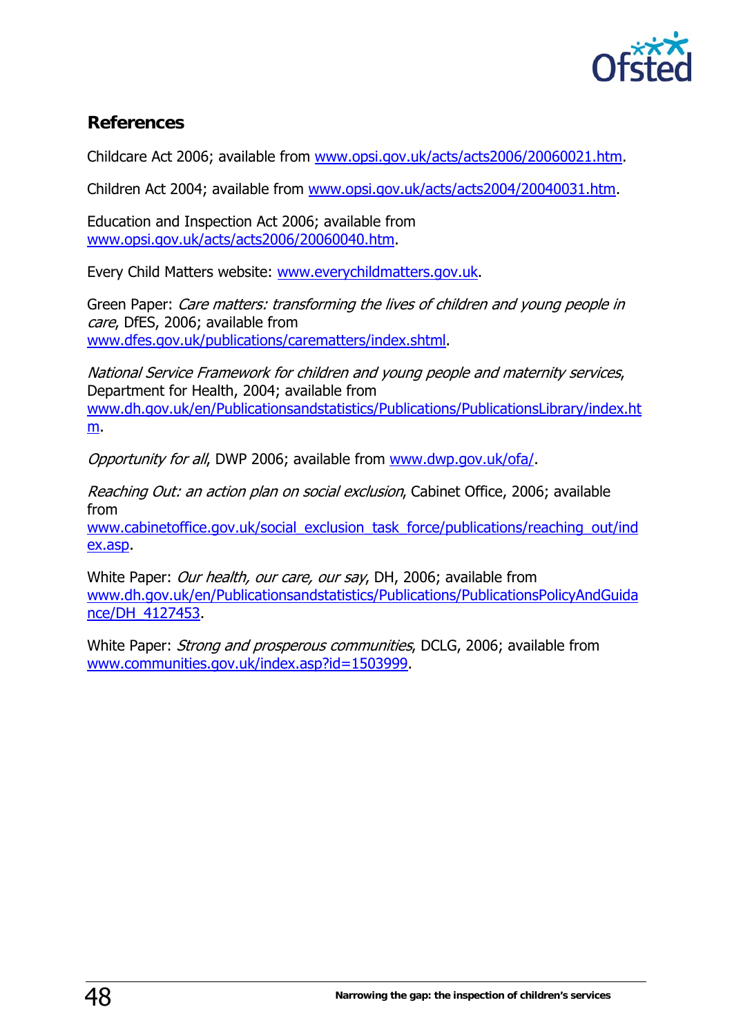## References

Childcare Act 2006; available from www.opsi.gov.uk/acts/acts2006/20060021.htm.

Children Act 2004; available from www.opsi.gov.uk/acts/acts2004/20040031.htm.

Education and Inspection Act 2006; available from www.opsi.gov.uk/acts/acts2006/20060040.htm.

Every Child Matters website: www.everychildmatters.gov.uk.

Green Paper: *Care matters: transforming the lives of children and young people in care*, DfES, 2006; available from www.dfes.gov.uk/publications/carematters/index.shtml.

*National Service Framework for children and young people and maternity services*, Department for Health, 2004; available from www.dh.gov.uk/en/Publicationsandstatistics/Publications/PublicationsLibrary/index.htm.

*Opportunity for all*, DWP 2006; available from www.dwp.gov.uk/ofa/.

*Reaching Out: an action plan on social exclusion*, Cabinet Office, 2006; available from www.cabinetoffice.gov.uk/social_exclusion_task_force/publications/reaching_out/index.asp.

White Paper: *Our health, our care, our say*, DH, 2006; available from www.dh.gov.uk/en/Publicationsandstatistics/Publications/PublicationsPolicyAndGuidance/DH_4127453.

White Paper: *Strong and prosperous communities*, DCLG, 2006; available from www.communities.gov.uk/index.asp?id=1503999.